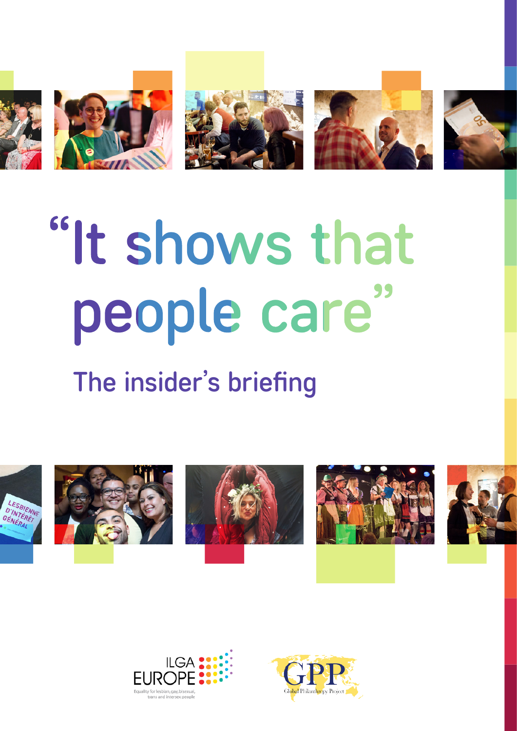# “It shows that people care”

## The insider’s briefing

ILGA EUROPE
Equality for lesbian, gay, bisexual, trans and intersex people

GPP
Global Philanthropy Project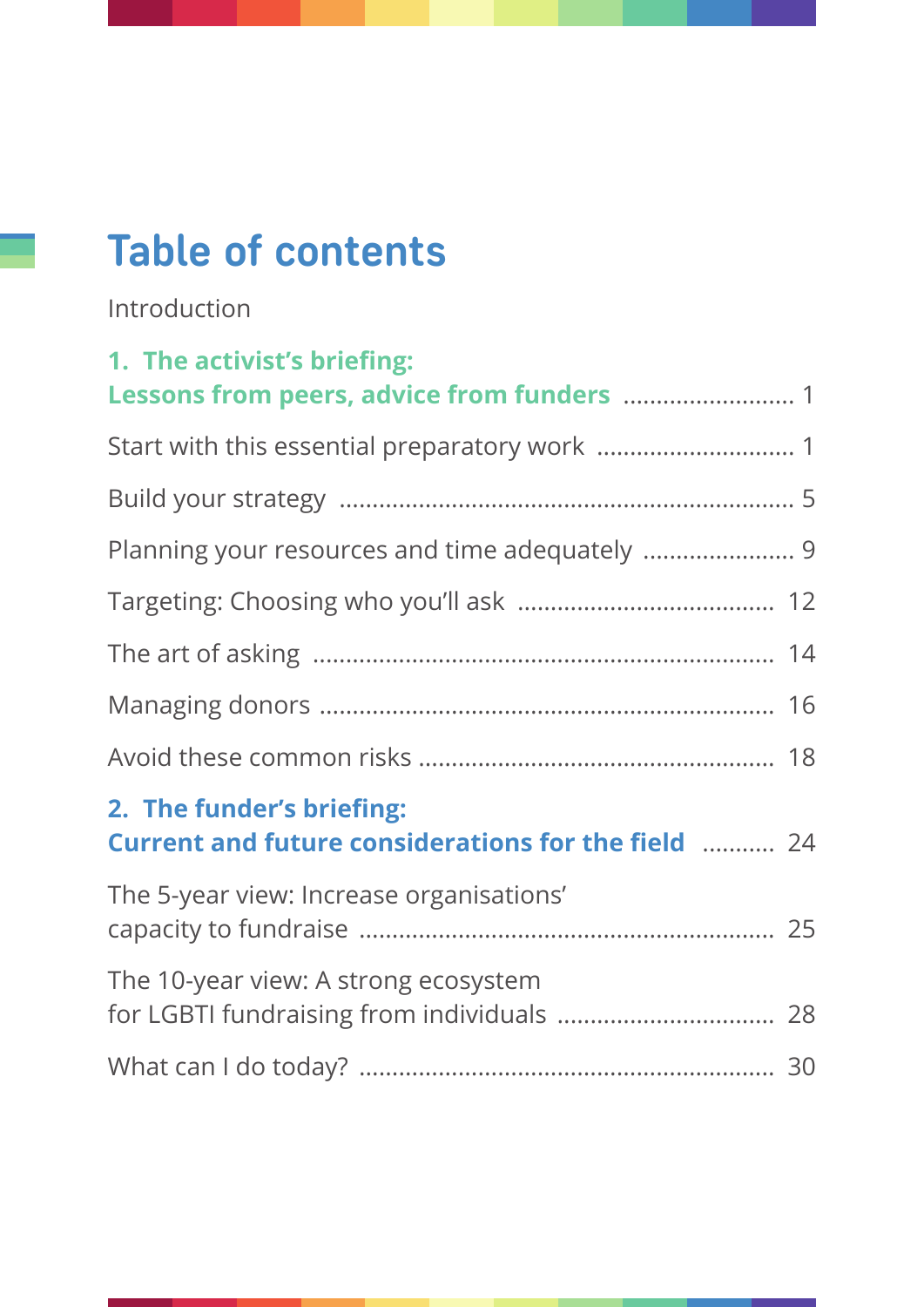# Table of contents

Introduction

**1. The activist's briefing: Lessons from peers, advice from funders** ......................... 1

Start with this essential preparatory work ............................. 1

Build your strategy .................................................................. 5

Planning your resources and time adequately ...................... 9

Targeting: Choosing who you'll ask ..................................... 12

The art of asking .................................................................... 14

Managing donors .................................................................... 16

Avoid these common risks ..................................................... 18

**2. The funder's briefing: Current and future considerations for the field** ........... 24

The 5-year view: Increase organisations' capacity to fundraise ............................................................ 25

The 10-year view: A strong ecosystem for LGBTI fundraising from individuals ................................ 28

What can I do today? ............................................................ 30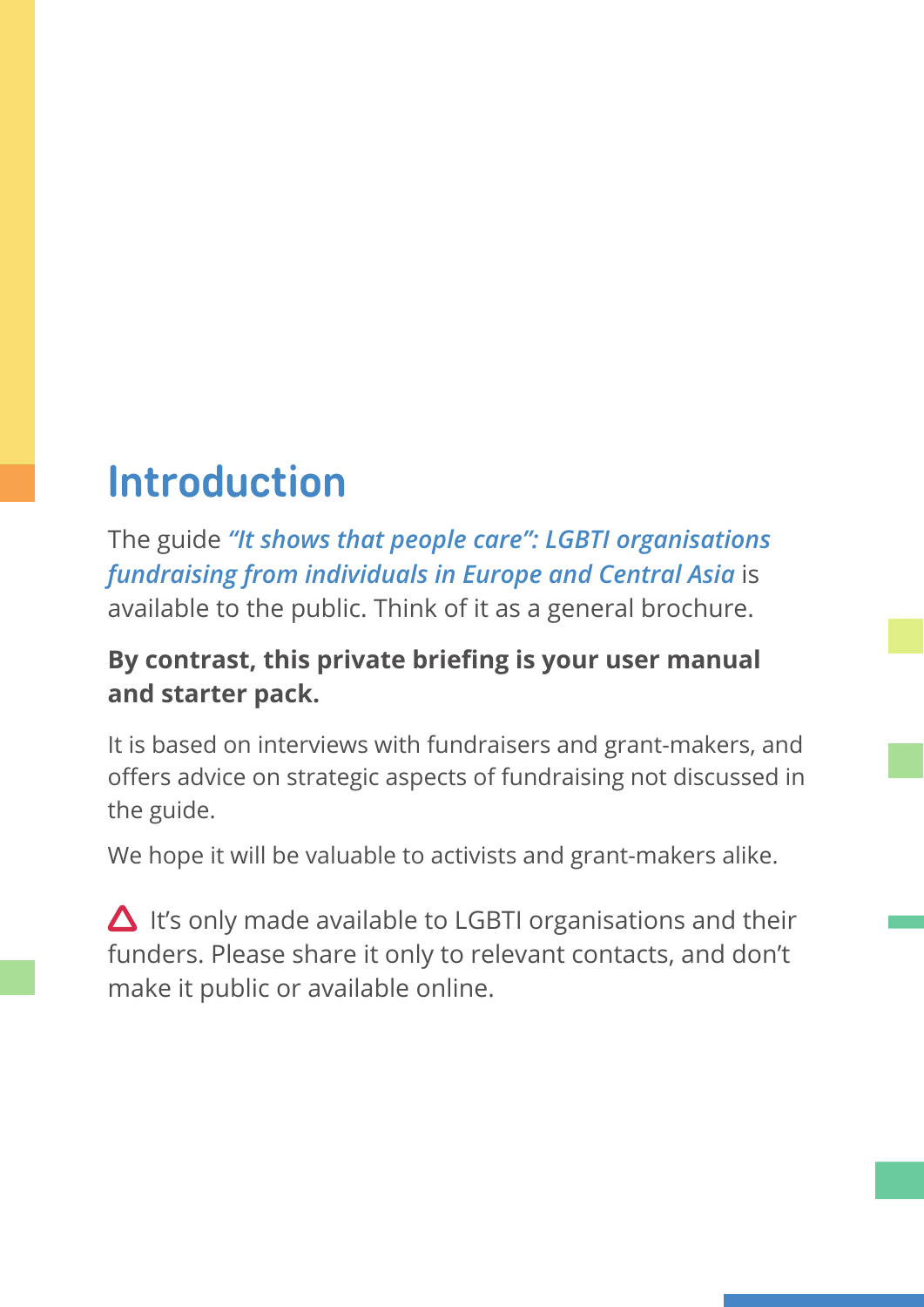# Introduction

The guide ***"It shows that people care": LGBTI organisations fundraising from individuals in Europe and Central Asia*** is available to the public. Think of it as a general brochure.

**By contrast, this private briefing is your user manual and starter pack.**

It is based on interviews with fundraisers and grant-makers, and offers advice on strategic aspects of fundraising not discussed in the guide.

We hope it will be valuable to activists and grant-makers alike.

⚠ It's only made available to LGBTI organisations and their funders. Please share it only to relevant contacts, and don't make it public or available online.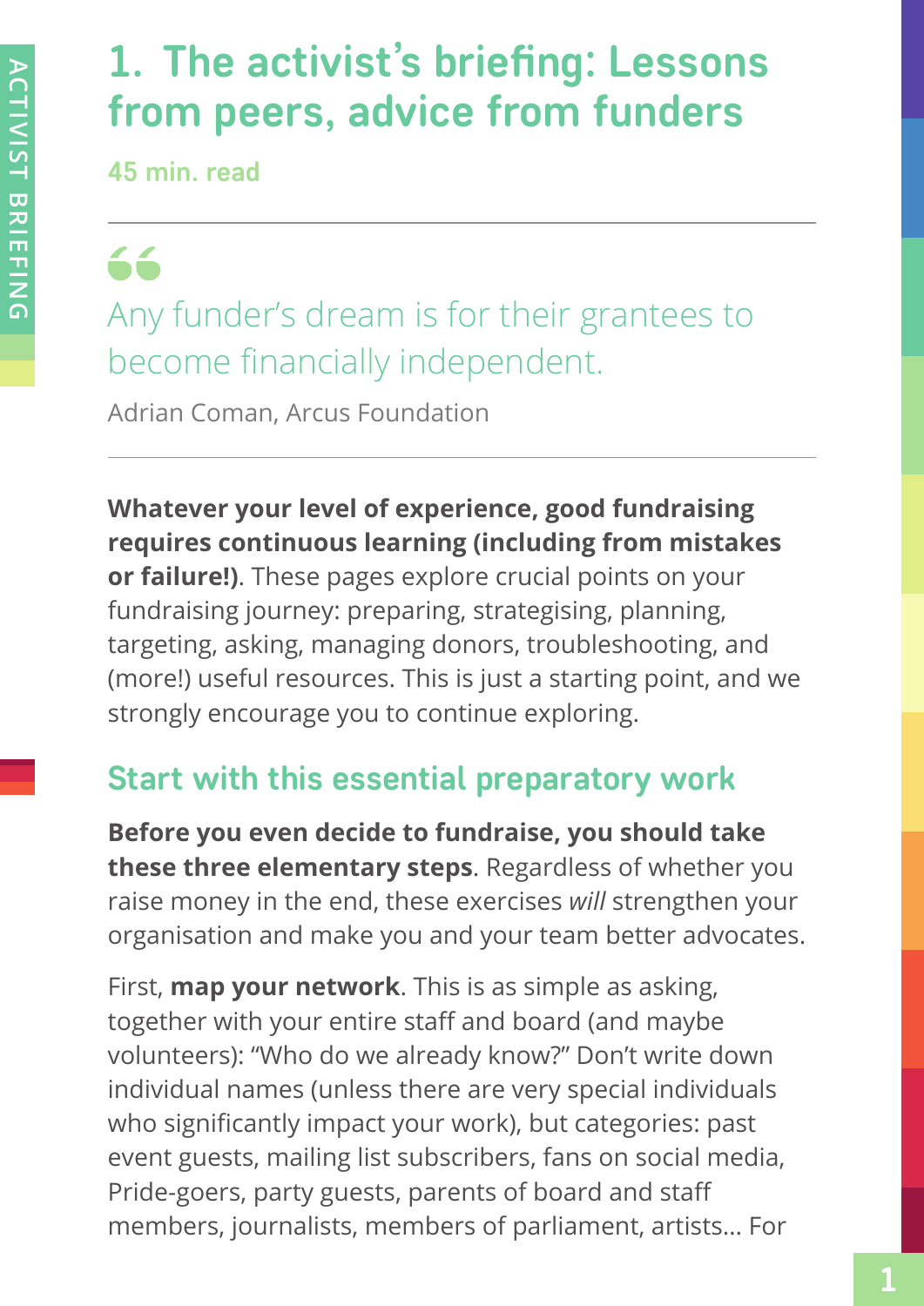# 1. The activist's briefing: Lessons from peers, advice from funders

45 min. read

> Any funder's dream is for their grantees to become financially independent.
>
> Adrian Coman, Arcus Foundation

**Whatever your level of experience, good fundraising requires continuous learning (including from mistakes or failure!)**. These pages explore crucial points on your fundraising journey: preparing, strategising, planning, targeting, asking, managing donors, troubleshooting, and (more!) useful resources. This is just a starting point, and we strongly encourage you to continue exploring.

## Start with this essential preparatory work

**Before you even decide to fundraise, you should take these three elementary steps**. Regardless of whether you raise money in the end, these exercises *will* strengthen your organisation and make you and your team better advocates.

First, **map your network**. This is as simple as asking, together with your entire staff and board (and maybe volunteers): "Who do we already know?" Don't write down individual names (unless there are very special individuals who significantly impact your work), but categories: past event guests, mailing list subscribers, fans on social media, Pride-goers, party guests, parents of board and staff members, journalists, members of parliament, artists... For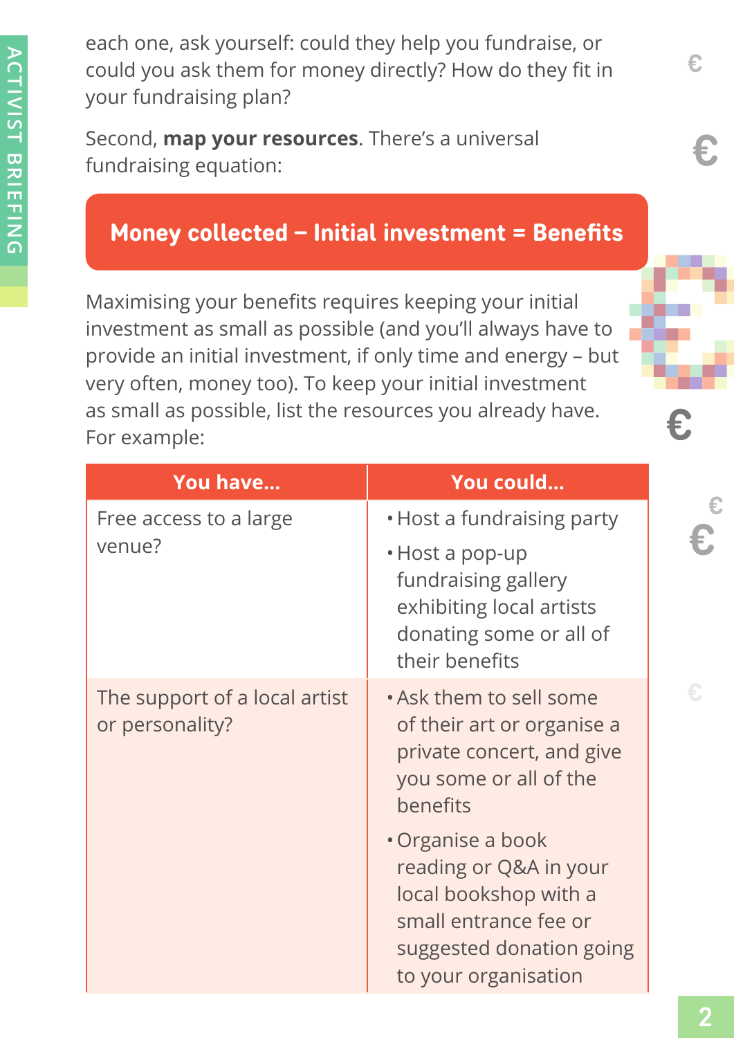each one, ask yourself: could they help you fundraise, or could you ask them for money directly? How do they fit in your fundraising plan?

Second, **map your resources**. There's a universal fundraising equation:

**Money collected – Initial investment = Benefits**

Maximising your benefits requires keeping your initial investment as small as possible (and you'll always have to provide an initial investment, if only time and energy – but very often, money too). To keep your initial investment as small as possible, list the resources you already have. For example:

| You have... | You could... |
|---|---|
| Free access to a large venue? | • Host a fundraising party<br>• Host a pop-up fundraising gallery exhibiting local artists donating some or all of their benefits |
| The support of a local artist or personality? | • Ask them to sell some of their art or organise a private concert, and give you some or all of the benefits<br>• Organise a book reading or Q&A in your local bookshop with a small entrance fee or suggested donation going to your organisation |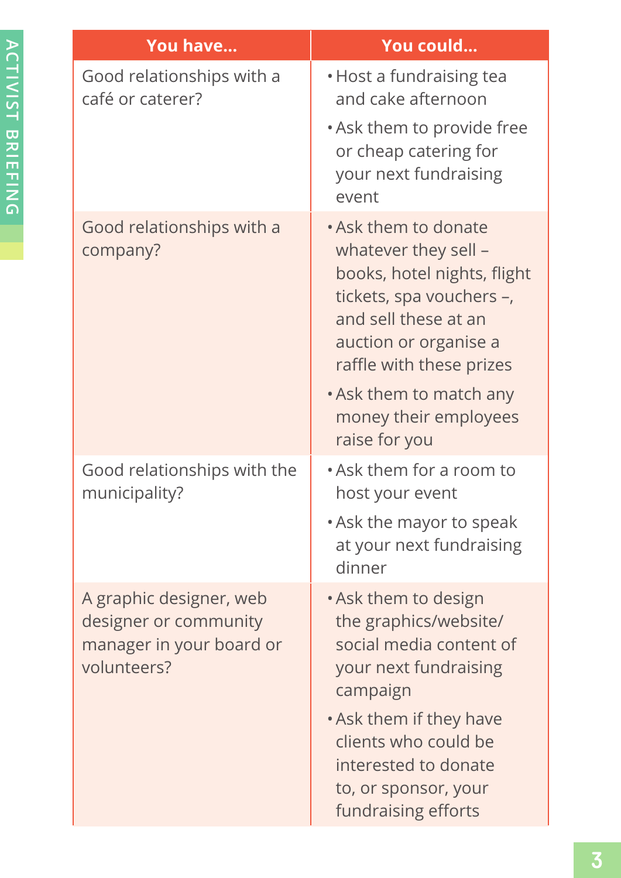| You have... | You could... |
|---|---|
| Good relationships with a café or caterer? | • Host a fundraising tea and cake afternoon<br>• Ask them to provide free or cheap catering for your next fundraising event |
| Good relationships with a company? | • Ask them to donate whatever they sell – books, hotel nights, flight tickets, spa vouchers –, and sell these at an auction or organise a raffle with these prizes<br>• Ask them to match any money their employees raise for you |
| Good relationships with the municipality? | • Ask them for a room to host your event<br>• Ask the mayor to speak at your next fundraising dinner |
| A graphic designer, web designer or community manager in your board or volunteers? | • Ask them to design the graphics/website/social media content of your next fundraising campaign<br>• Ask them if they have clients who could be interested to donate to, or sponsor, your fundraising efforts |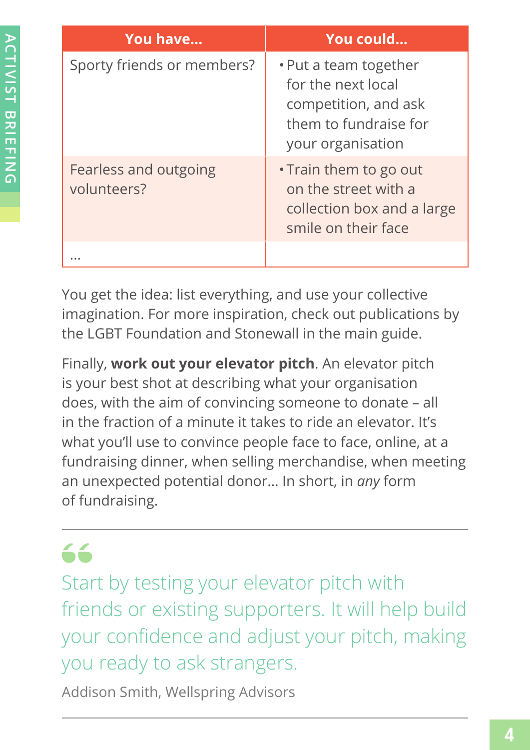| You have... | You could... |
|---|---|
| Sporty friends or members? | • Put a team together for the next local competition, and ask them to fundraise for your organisation |
| Fearless and outgoing volunteers? | • Train them to go out on the street with a collection box and a large smile on their face |
| ... | |

You get the idea: list everything, and use your collective imagination. For more inspiration, check out publications by the LGBT Foundation and Stonewall in the main guide.

Finally, **work out your elevator pitch**. An elevator pitch is your best shot at describing what your organisation does, with the aim of convincing someone to donate – all in the fraction of a minute it takes to ride an elevator. It's what you'll use to convince people face to face, online, at a fundraising dinner, when selling merchandise, when meeting an unexpected potential donor... In short, in *any* form of fundraising.

> Start by testing your elevator pitch with friends or existing supporters. It will help build your confidence and adjust your pitch, making you ready to ask strangers.
>
> Addison Smith, Wellspring Advisors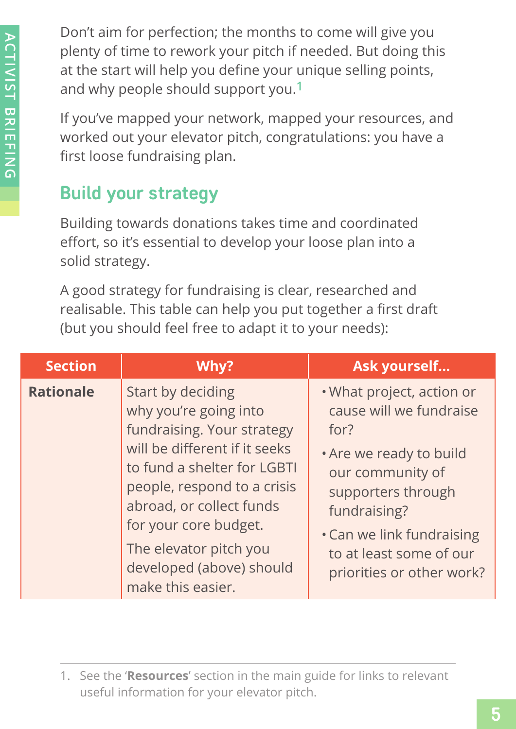Don't aim for perfection; the months to come will give you plenty of time to rework your pitch if needed. But doing this at the start will help you define your unique selling points, and why people should support you.[1]

If you've mapped your network, mapped your resources, and worked out your elevator pitch, congratulations: you have a first loose fundraising plan.

## Build your strategy

Building towards donations takes time and coordinated effort, so it's essential to develop your loose plan into a solid strategy.

A good strategy for fundraising is clear, researched and realisable. This table can help you put together a first draft (but you should feel free to adapt it to your needs):

| Section | Why? | Ask yourself... |
|---|---|---|
| **Rationale** | Start by deciding why you're going into fundraising. Your strategy will be different if it seeks to fund a shelter for LGBTI people, respond to a crisis abroad, or collect funds for your core budget.<br><br>The elevator pitch you developed (above) should make this easier. | • What project, action or cause will we fundraise for?<br>• Are we ready to build our community of supporters through fundraising?<br>• Can we link fundraising to at least some of our priorities or other work? |

1. See the '**Resources**' section in the main guide for links to relevant useful information for your elevator pitch.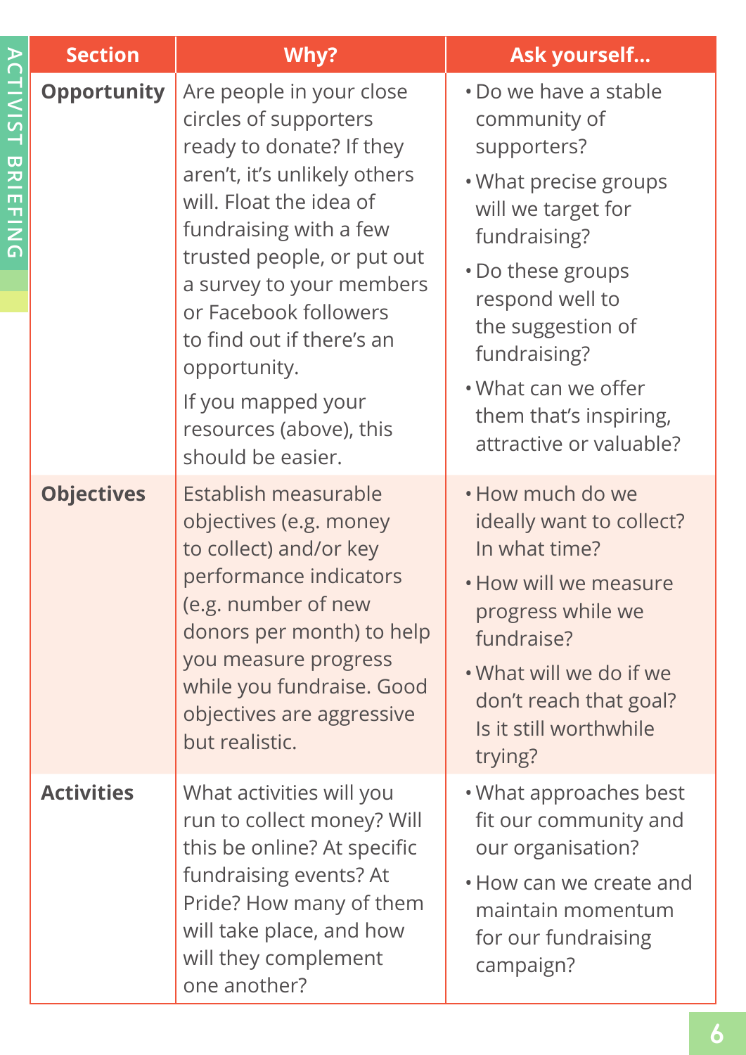| Section | Why? | Ask yourself... |
|---|---|---|
| **Opportunity** | Are people in your close circles of supporters ready to donate? If they aren't, it's unlikely others will. Float the idea of fundraising with a few trusted people, or put out a survey to your members or Facebook followers to find out if there's an opportunity.<br><br>If you mapped your resources (above), this should be easier. | • Do we have a stable community of supporters?<br>• What precise groups will we target for fundraising?<br>• Do these groups respond well to the suggestion of fundraising?<br>• What can we offer them that's inspiring, attractive or valuable? |
| **Objectives** | Establish measurable objectives (e.g. money to collect) and/or key performance indicators (e.g. number of new donors per month) to help you measure progress while you fundraise. Good objectives are aggressive but realistic. | • How much do we ideally want to collect? In what time?<br>• How will we measure progress while we fundraise?<br>• What will we do if we don't reach that goal? Is it still worthwhile trying? |
| **Activities** | What activities will you run to collect money? Will this be online? At specific fundraising events? At Pride? How many of them will take place, and how will they complement one another? | • What approaches best fit our community and our organisation?<br>• How can we create and maintain momentum for our fundraising campaign? |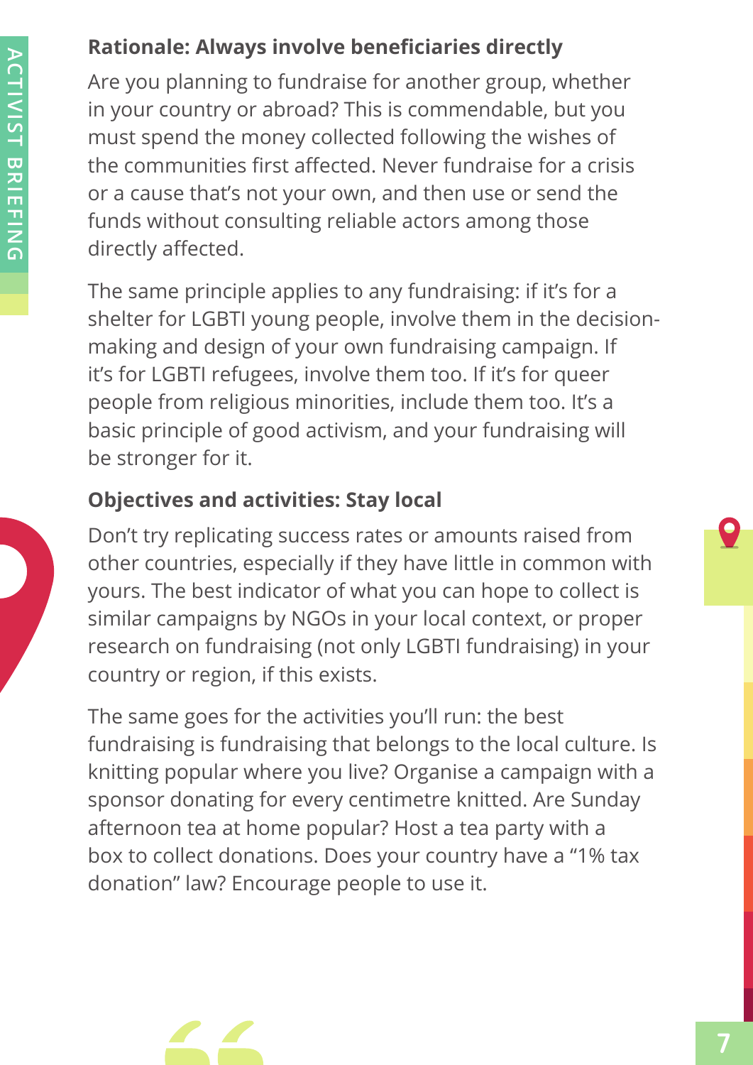**Rationale: Always involve beneficiaries directly**

Are you planning to fundraise for another group, whether in your country or abroad? This is commendable, but you must spend the money collected following the wishes of the communities first affected. Never fundraise for a crisis or a cause that's not your own, and then use or send the funds without consulting reliable actors among those directly affected.

The same principle applies to any fundraising: if it's for a shelter for LGBTI young people, involve them in the decision-making and design of your own fundraising campaign. If it's for LGBTI refugees, involve them too. If it's for queer people from religious minorities, include them too. It's a basic principle of good activism, and your fundraising will be stronger for it.

**Objectives and activities: Stay local**

Don't try replicating success rates or amounts raised from other countries, especially if they have little in common with yours. The best indicator of what you can hope to collect is similar campaigns by NGOs in your local context, or proper research on fundraising (not only LGBTI fundraising) in your country or region, if this exists.

The same goes for the activities you'll run: the best fundraising is fundraising that belongs to the local culture. Is knitting popular where you live? Organise a campaign with a sponsor donating for every centimetre knitted. Are Sunday afternoon tea at home popular? Host a tea party with a box to collect donations. Does your country have a "1% tax donation" law? Encourage people to use it.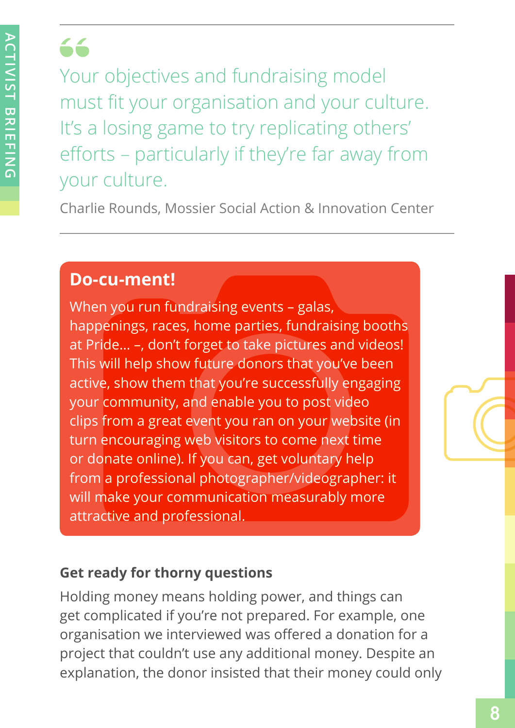> Your objectives and fundraising model must fit your organisation and your culture. It's a losing game to try replicating others' efforts – particularly if they're far away from your culture.
>
> Charlie Rounds, Mossier Social Action & Innovation Center

**Do-cu-ment!**

When you run fundraising events – galas, happenings, races, home parties, fundraising booths at Pride... –, don't forget to take pictures and videos! This will help show future donors that you've been active, show them that you're successfully engaging your community, and enable you to post video clips from a great event you ran on your website (in turn encouraging web visitors to come next time or donate online). If you can, get voluntary help from a professional photographer/videographer: it will make your communication measurably more attractive and professional.

### Get ready for thorny questions

Holding money means holding power, and things can get complicated if you're not prepared. For example, one organisation we interviewed was offered a donation for a project that couldn't use any additional money. Despite an explanation, the donor insisted that their money could only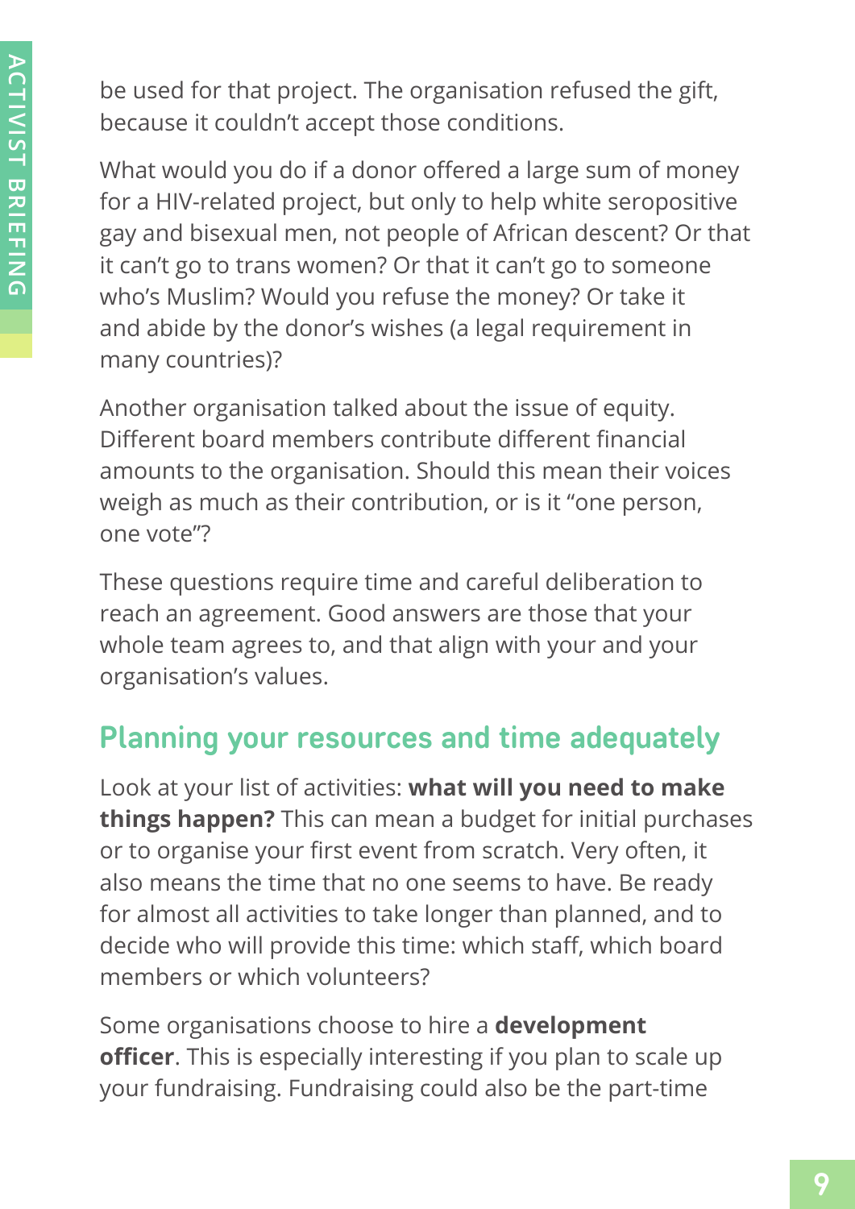be used for that project. The organisation refused the gift, because it couldn't accept those conditions.

What would you do if a donor offered a large sum of money for a HIV-related project, but only to help white seropositive gay and bisexual men, not people of African descent? Or that it can't go to trans women? Or that it can't go to someone who's Muslim? Would you refuse the money? Or take it and abide by the donor's wishes (a legal requirement in many countries)?

Another organisation talked about the issue of equity. Different board members contribute different financial amounts to the organisation. Should this mean their voices weigh as much as their contribution, or is it "one person, one vote"?

These questions require time and careful deliberation to reach an agreement. Good answers are those that your whole team agrees to, and that align with your and your organisation's values.

## Planning your resources and time adequately

Look at your list of activities: **what will you need to make things happen?** This can mean a budget for initial purchases or to organise your first event from scratch. Very often, it also means the time that no one seems to have. Be ready for almost all activities to take longer than planned, and to decide who will provide this time: which staff, which board members or which volunteers?

Some organisations choose to hire a **development officer**. This is especially interesting if you plan to scale up your fundraising. Fundraising could also be the part-time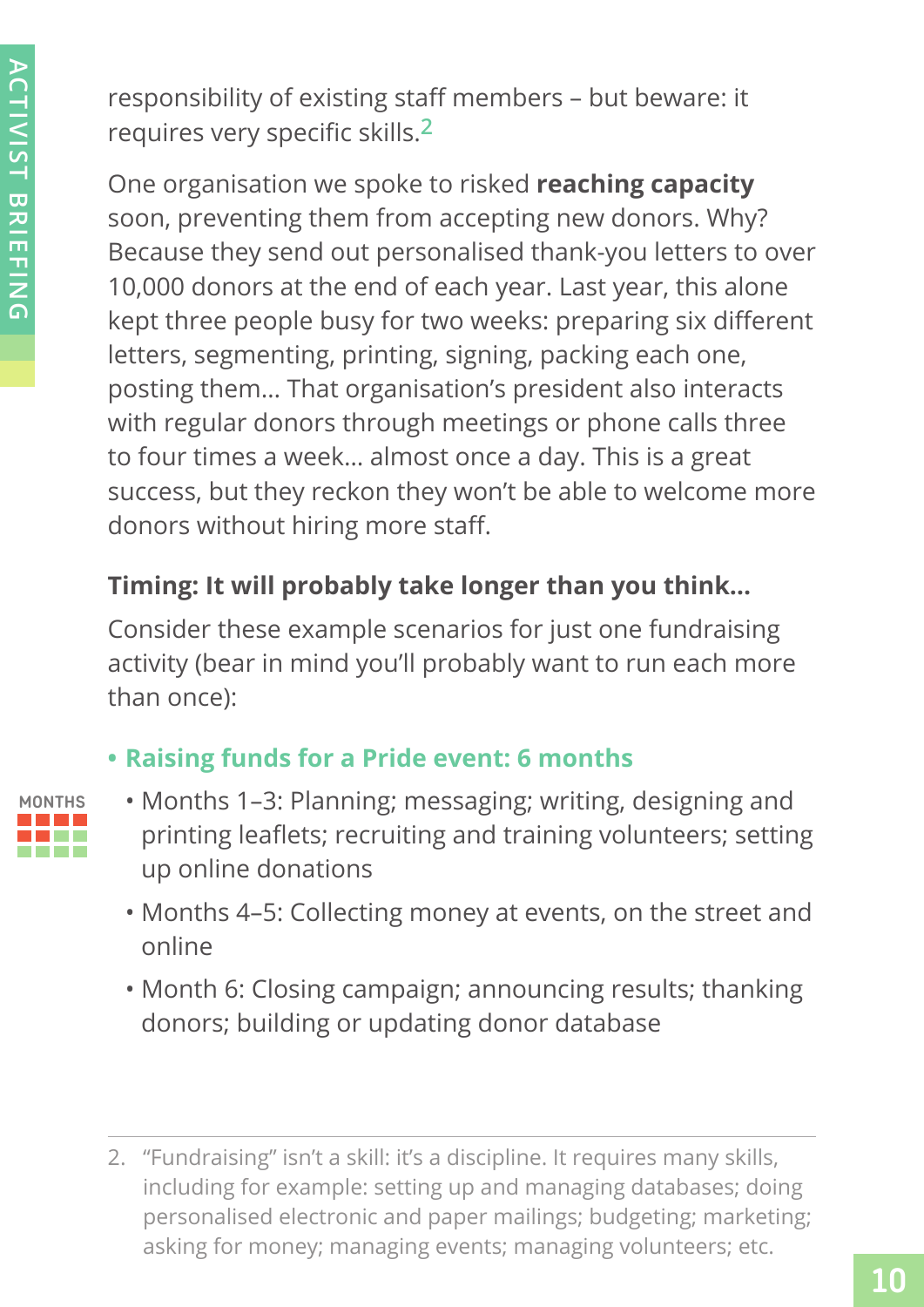responsibility of existing staff members – but beware: it requires very specific skills.[2]

One organisation we spoke to risked **reaching capacity** soon, preventing them from accepting new donors. Why? Because they send out personalised thank-you letters to over 10,000 donors at the end of each year. Last year, this alone kept three people busy for two weeks: preparing six different letters, segmenting, printing, signing, packing each one, posting them… That organisation's president also interacts with regular donors through meetings or phone calls three to four times a week… almost once a day. This is a great success, but they reckon they won't be able to welcome more donors without hiring more staff.

**Timing: It will probably take longer than you think…**

Consider these example scenarios for just one fundraising activity (bear in mind you'll probably want to run each more than once):

- **Raising funds for a Pride event: 6 months**
  - Months 1–3: Planning; messaging; writing, designing and printing leaflets; recruiting and training volunteers; setting up online donations
  - Months 4–5: Collecting money at events, on the street and online
  - Month 6: Closing campaign; announcing results; thanking donors; building or updating donor database

---

2. "Fundraising" isn't a skill: it's a discipline. It requires many skills, including for example: setting up and managing databases; doing personalised electronic and paper mailings; budgeting; marketing; asking for money; managing events; managing volunteers; etc.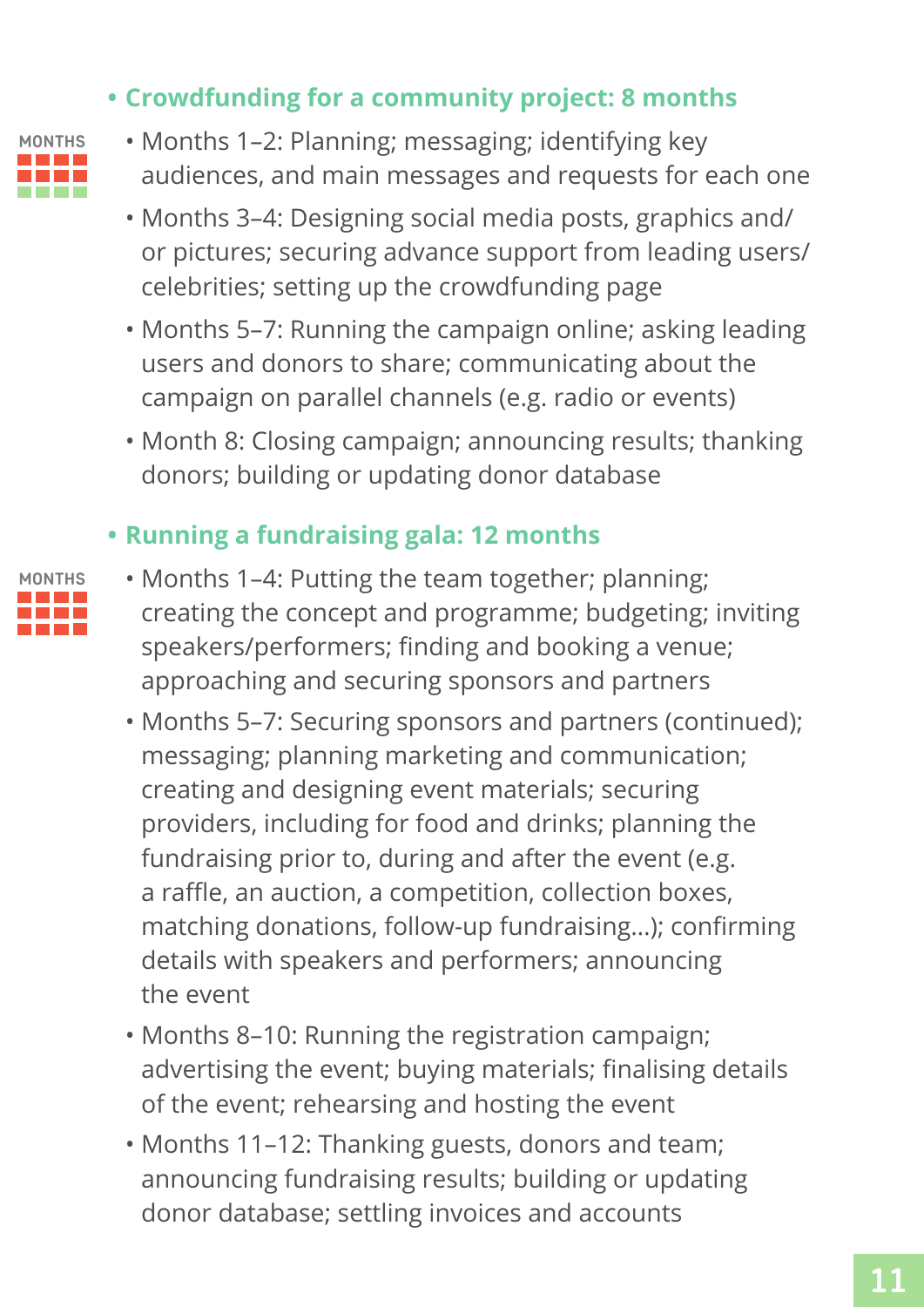- **Crowdfunding for a community project: 8 months**

MONTHS

  - Months 1–2: Planning; messaging; identifying key audiences, and main messages and requests for each one
  - Months 3–4: Designing social media posts, graphics and/or pictures; securing advance support from leading users/celebrities; setting up the crowdfunding page
  - Months 5–7: Running the campaign online; asking leading users and donors to share; communicating about the campaign on parallel channels (e.g. radio or events)
  - Month 8: Closing campaign; announcing results; thanking donors; building or updating donor database

- **Running a fundraising gala: 12 months**

MONTHS

  - Months 1–4: Putting the team together; planning; creating the concept and programme; budgeting; inviting speakers/performers; finding and booking a venue; approaching and securing sponsors and partners
  - Months 5–7: Securing sponsors and partners (continued); messaging; planning marketing and communication; creating and designing event materials; securing providers, including for food and drinks; planning the fundraising prior to, during and after the event (e.g. a raffle, an auction, a competition, collection boxes, matching donations, follow-up fundraising…); confirming details with speakers and performers; announcing the event
  - Months 8–10: Running the registration campaign; advertising the event; buying materials; finalising details of the event; rehearsing and hosting the event
  - Months 11–12: Thanking guests, donors and team; announcing fundraising results; building or updating donor database; settling invoices and accounts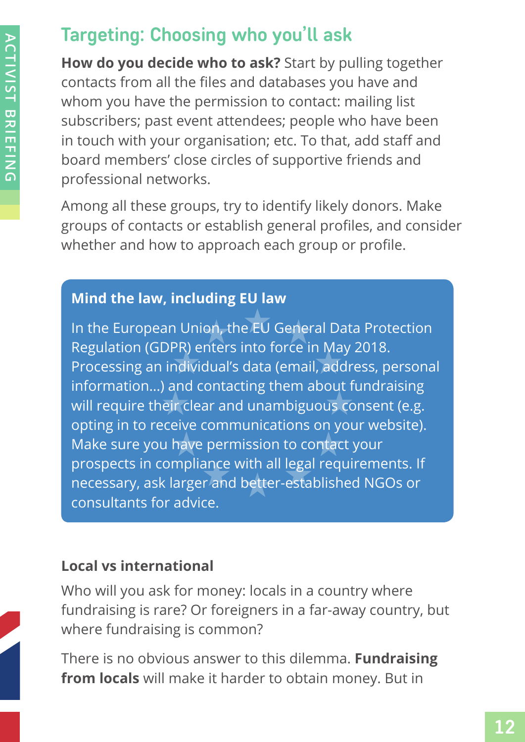## Targeting: Choosing who you'll ask

**How do you decide who to ask?** Start by pulling together contacts from all the files and databases you have and whom you have the permission to contact: mailing list subscribers; past event attendees; people who have been in touch with your organisation; etc. To that, add staff and board members' close circles of supportive friends and professional networks.

Among all these groups, try to identify likely donors. Make groups of contacts or establish general profiles, and consider whether and how to approach each group or profile.

> **Mind the law, including EU law**
>
> In the European Union, the EU General Data Protection Regulation (GDPR) enters into force in May 2018. Processing an individual's data (email, address, personal information...) and contacting them about fundraising will require their clear and unambiguous consent (e.g. opting in to receive communications on your website). Make sure you have permission to contact your prospects in compliance with all legal requirements. If necessary, ask larger and better-established NGOs or consultants for advice.

### Local vs international

Who will you ask for money: locals in a country where fundraising is rare? Or foreigners in a far-away country, but where fundraising is common?

There is no obvious answer to this dilemma. **Fundraising from locals** will make it harder to obtain money. But in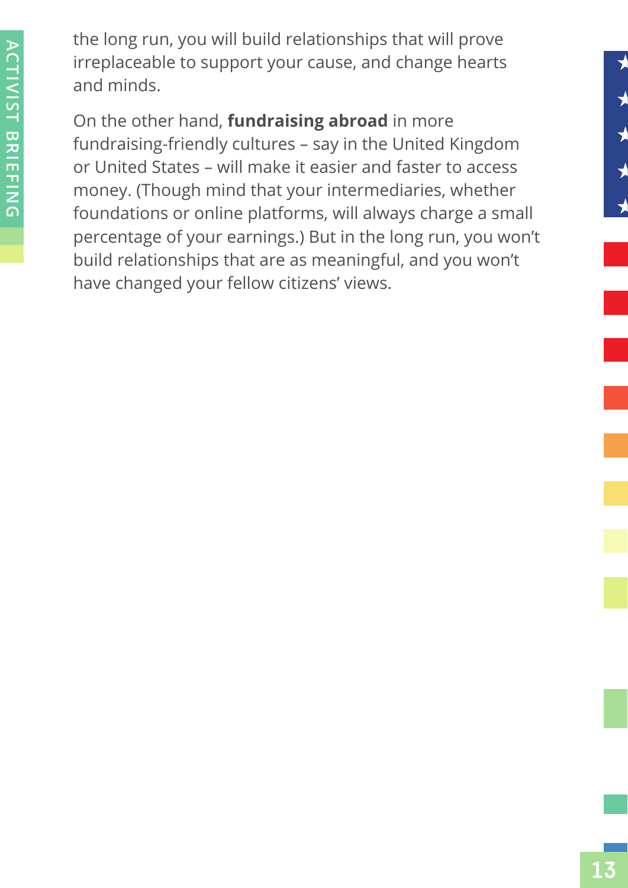the long run, you will build relationships that will prove irreplaceable to support your cause, and change hearts and minds.

On the other hand, **fundraising abroad** in more fundraising-friendly cultures – say in the United Kingdom or United States – will make it easier and faster to access money. (Though mind that your intermediaries, whether foundations or online platforms, will always charge a small percentage of your earnings.) But in the long run, you won't build relationships that are as meaningful, and you won't have changed your fellow citizens' views.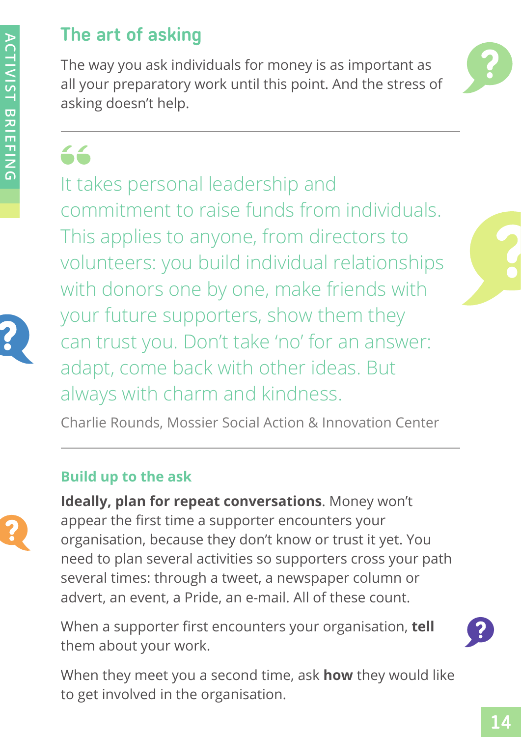## The art of asking

The way you ask individuals for money is as important as all your preparatory work until this point. And the stress of asking doesn't help.

> It takes personal leadership and commitment to raise funds from individuals. This applies to anyone, from directors to volunteers: you build individual relationships with donors one by one, make friends with your future supporters, show them they can trust you. Don't take 'no' for an answer: adapt, come back with other ideas. But always with charm and kindness.
>
> Charlie Rounds, Mossier Social Action & Innovation Center

### Build up to the ask

**Ideally, plan for repeat conversations**. Money won't appear the first time a supporter encounters your organisation, because they don't know or trust it yet. You need to plan several activities so supporters cross your path several times: through a tweet, a newspaper column or advert, an event, a Pride, an e-mail. All of these count.

When a supporter first encounters your organisation, **tell** them about your work.

When they meet you a second time, ask **how** they would like to get involved in the organisation.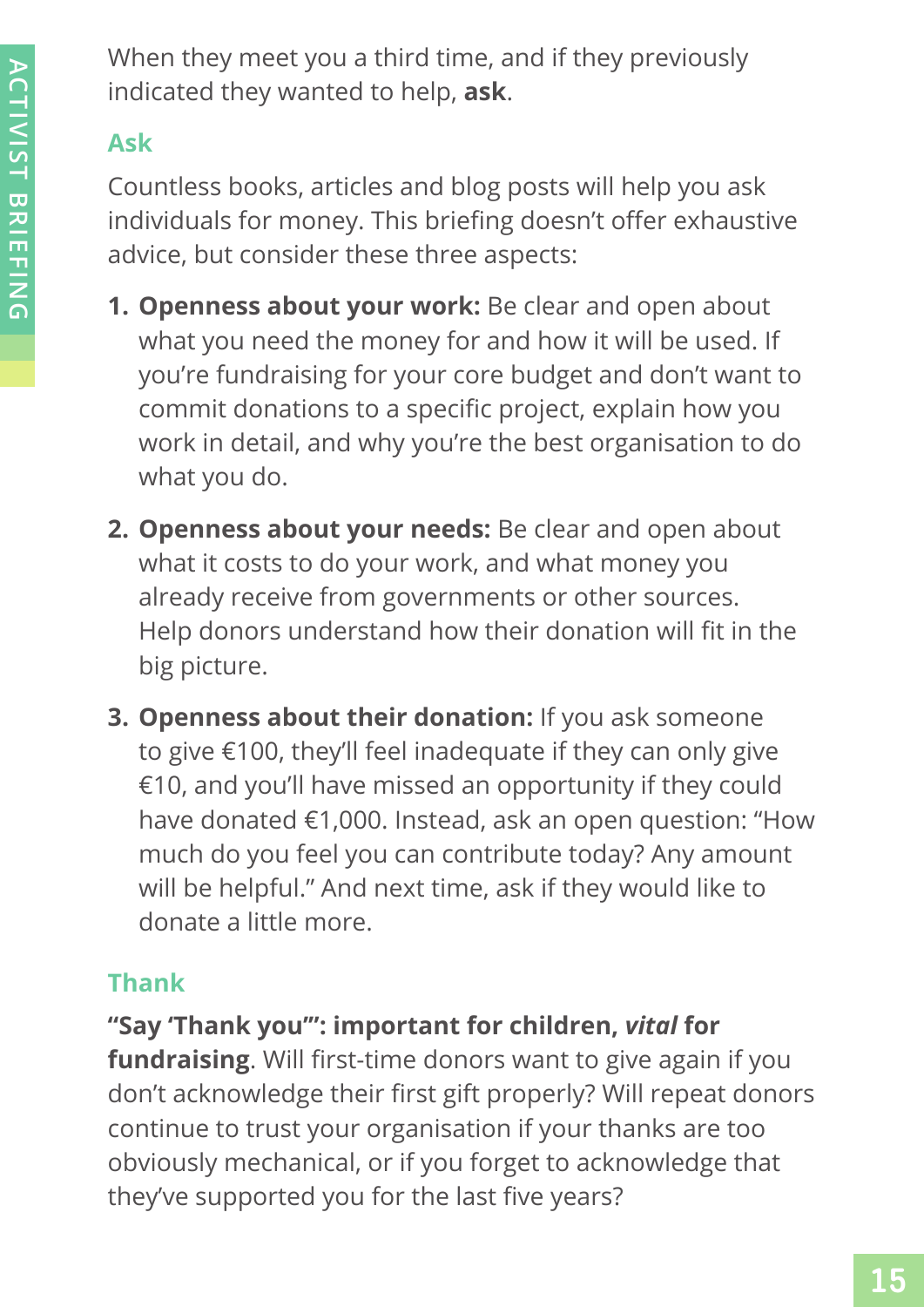When they meet you a third time, and if they previously indicated they wanted to help, **ask**.

### Ask

Countless books, articles and blog posts will help you ask individuals for money. This briefing doesn't offer exhaustive advice, but consider these three aspects:

1. **Openness about your work:** Be clear and open about what you need the money for and how it will be used. If you're fundraising for your core budget and don't want to commit donations to a specific project, explain how you work in detail, and why you're the best organisation to do what you do.
2. **Openness about your needs:** Be clear and open about what it costs to do your work, and what money you already receive from governments or other sources. Help donors understand how their donation will fit in the big picture.
3. **Openness about their donation:** If you ask someone to give €100, they'll feel inadequate if they can only give €10, and you'll have missed an opportunity if they could have donated €1,000. Instead, ask an open question: "How much do you feel you can contribute today? Any amount will be helpful." And next time, ask if they would like to donate a little more.

### Thank

**"Say 'Thank you'": important for children, *vital* for fundraising**. Will first-time donors want to give again if you don't acknowledge their first gift properly? Will repeat donors continue to trust your organisation if your thanks are too obviously mechanical, or if you forget to acknowledge that they've supported you for the last five years?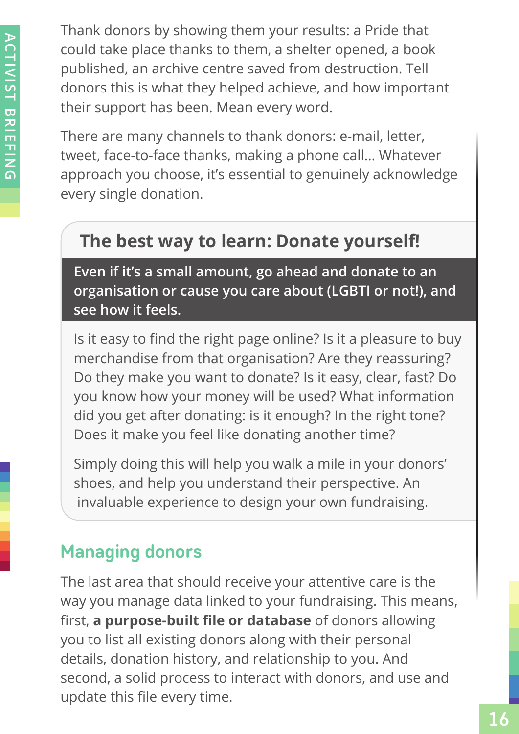Thank donors by showing them your results: a Pride that could take place thanks to them, a shelter opened, a book published, an archive centre saved from destruction. Tell donors this is what they helped achieve, and how important their support has been. Mean every word.

There are many channels to thank donors: e-mail, letter, tweet, face-to-face thanks, making a phone call... Whatever approach you choose, it's essential to genuinely acknowledge every single donation.

### The best way to learn: Donate yourself!

**Even if it's a small amount, go ahead and donate to an organisation or cause you care about (LGBTI or not!), and see how it feels.**

Is it easy to find the right page online? Is it a pleasure to buy merchandise from that organisation? Are they reassuring? Do they make you want to donate? Is it easy, clear, fast? Do you know how your money will be used? What information did you get after donating: is it enough? In the right tone? Does it make you feel like donating another time?

Simply doing this will help you walk a mile in your donors' shoes, and help you understand their perspective. An invaluable experience to design your own fundraising.

## Managing donors

The last area that should receive your attentive care is the way you manage data linked to your fundraising. This means, first, **a purpose-built file or database** of donors allowing you to list all existing donors along with their personal details, donation history, and relationship to you. And second, a solid process to interact with donors, and use and update this file every time.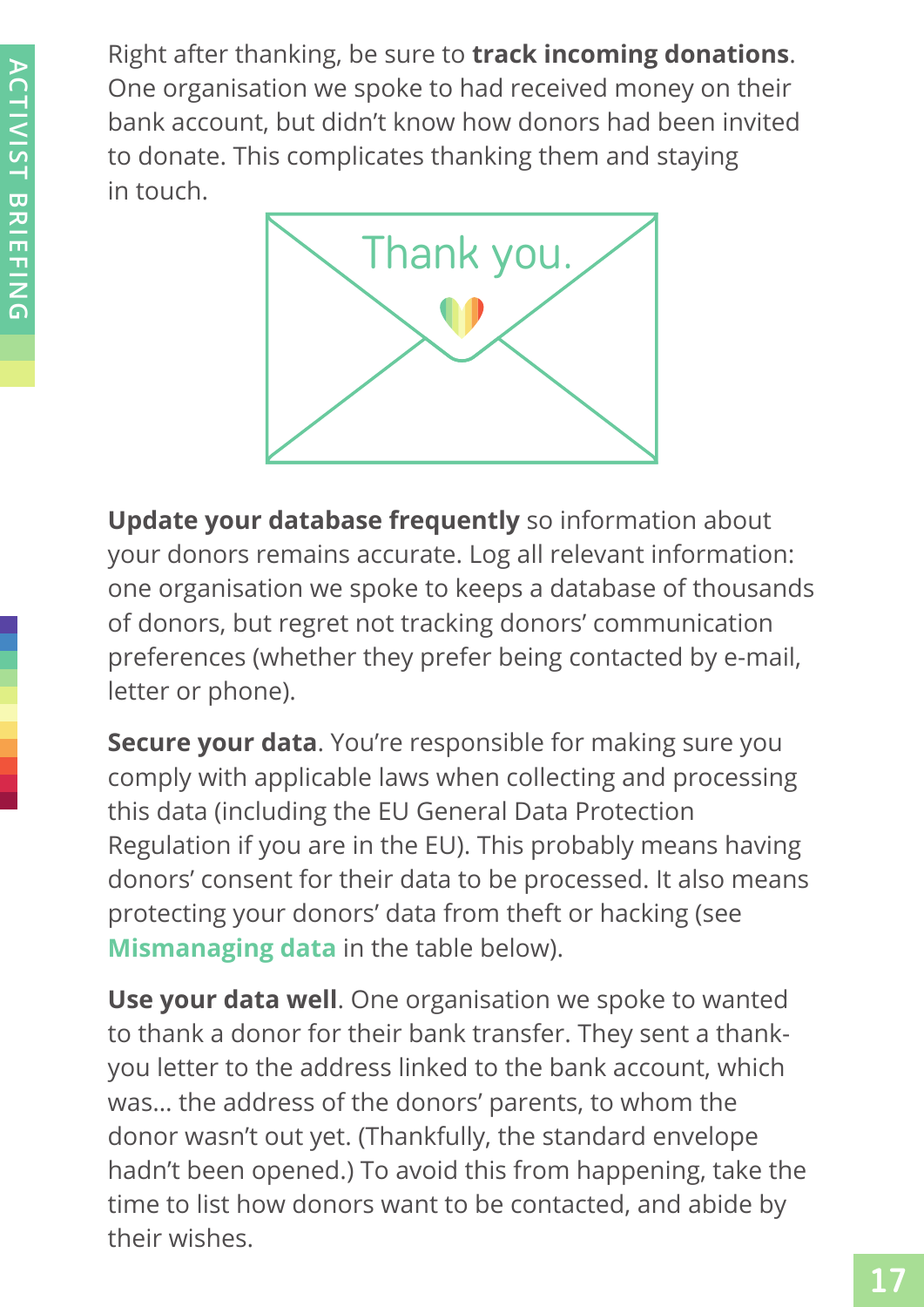Right after thanking, be sure to **track incoming donations**. One organisation we spoke to had received money on their bank account, but didn't know how donors had been invited to donate. This complicates thanking them and staying in touch.

**Update your database frequently** so information about your donors remains accurate. Log all relevant information: one organisation we spoke to keeps a database of thousands of donors, but regret not tracking donors' communication preferences (whether they prefer being contacted by e-mail, letter or phone).

**Secure your data**. You're responsible for making sure you comply with applicable laws when collecting and processing this data (including the EU General Data Protection Regulation if you are in the EU). This probably means having donors' consent for their data to be processed. It also means protecting your donors' data from theft or hacking (see **Mismanaging data** in the table below).

**Use your data well**. One organisation we spoke to wanted to thank a donor for their bank transfer. They sent a thank-you letter to the address linked to the bank account, which was… the address of the donors' parents, to whom the donor wasn't out yet. (Thankfully, the standard envelope hadn't been opened.) To avoid this from happening, take the time to list how donors want to be contacted, and abide by their wishes.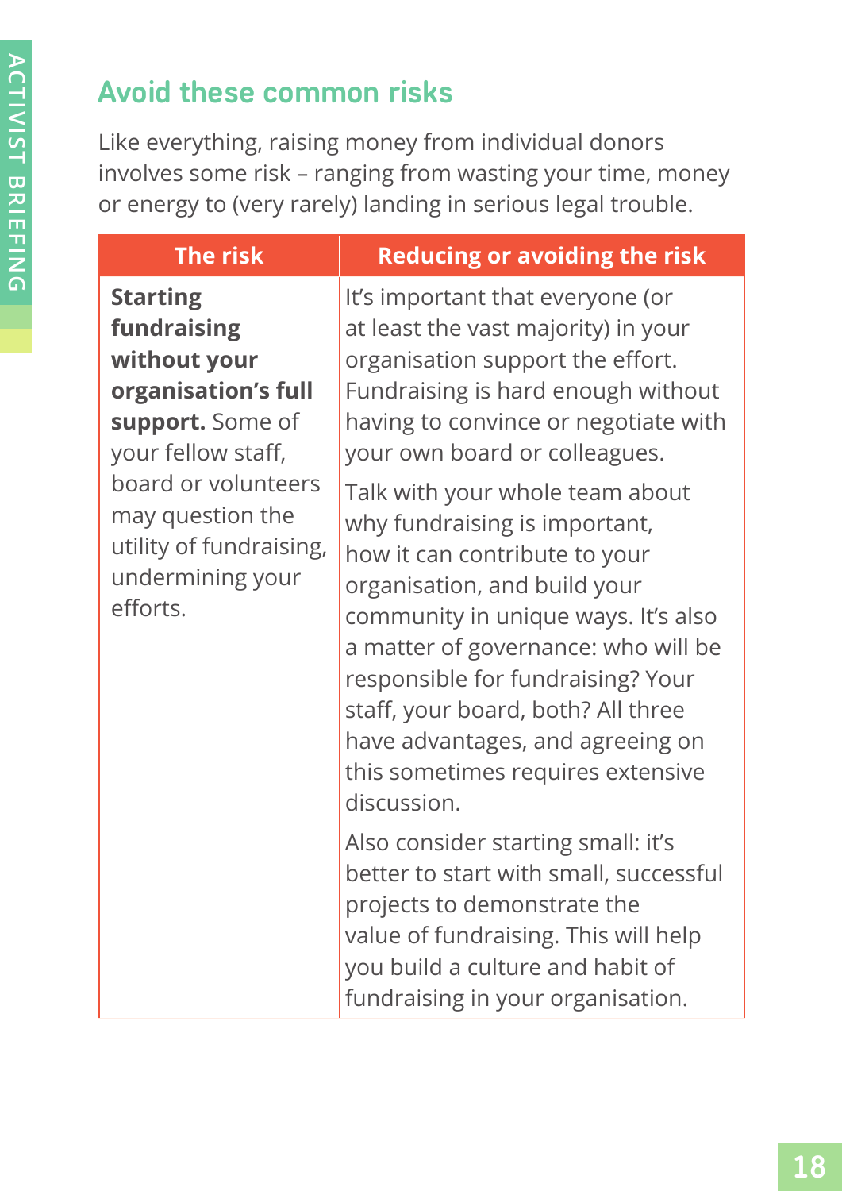## Avoid these common risks

Like everything, raising money from individual donors involves some risk – ranging from wasting your time, money or energy to (very rarely) landing in serious legal trouble.

| The risk | Reducing or avoiding the risk |
|---|---|
| **Starting fundraising without your organisation's full support.** Some of your fellow staff, board or volunteers may question the utility of fundraising, undermining your efforts. | It's important that everyone (or at least the vast majority) in your organisation support the effort. Fundraising is hard enough without having to convince or negotiate with your own board or colleagues.<br><br>Talk with your whole team about why fundraising is important, how it can contribute to your organisation, and build your community in unique ways. It's also a matter of governance: who will be responsible for fundraising? Your staff, your board, both? All three have advantages, and agreeing on this sometimes requires extensive discussion.<br><br>Also consider starting small: it's better to start with small, successful projects to demonstrate the value of fundraising. This will help you build a culture and habit of fundraising in your organisation. |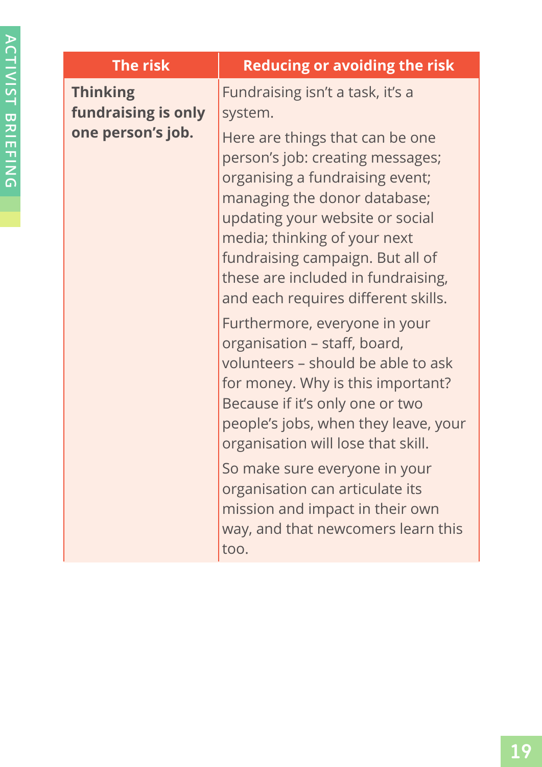| The risk | Reducing or avoiding the risk |
|---|---|
| **Thinking fundraising is only one person's job.** | Fundraising isn't a task, it's a system.<br><br>Here are things that can be one person's job: creating messages; organising a fundraising event; managing the donor database; updating your website or social media; thinking of your next fundraising campaign. But all of these are included in fundraising, and each requires different skills.<br><br>Furthermore, everyone in your organisation – staff, board, volunteers – should be able to ask for money. Why is this important? Because if it's only one or two people's jobs, when they leave, your organisation will lose that skill.<br><br>So make sure everyone in your organisation can articulate its mission and impact in their own way, and that newcomers learn this too. |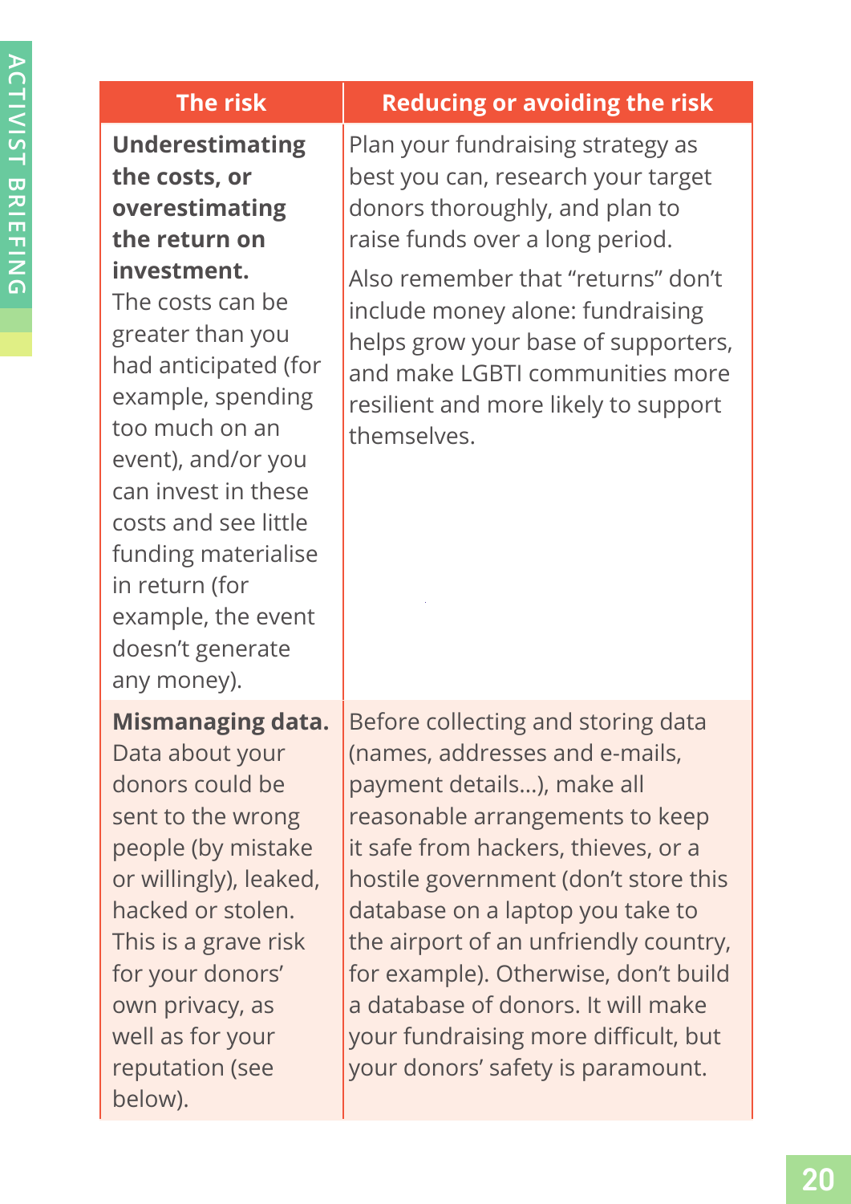| The risk | Reducing or avoiding the risk |
| --- | --- |
| **Underestimating the costs, or overestimating the return on investment.** The costs can be greater than you had anticipated (for example, spending too much on an event), and/or you can invest in these costs and see little funding materialise in return (for example, the event doesn't generate any money). | Plan your fundraising strategy as best you can, research your target donors thoroughly, and plan to raise funds over a long period. Also remember that "returns" don't include money alone: fundraising helps grow your base of supporters, and make LGBTI communities more resilient and more likely to support themselves. |
| **Mismanaging data.** Data about your donors could be sent to the wrong people (by mistake or willingly), leaked, hacked or stolen. This is a grave risk for your donors' own privacy, as well as for your reputation (see below). | Before collecting and storing data (names, addresses and e-mails, payment details...), make all reasonable arrangements to keep it safe from hackers, thieves, or a hostile government (don't store this database on a laptop you take to the airport of an unfriendly country, for example). Otherwise, don't build a database of donors. It will make your fundraising more difficult, but your donors' safety is paramount. |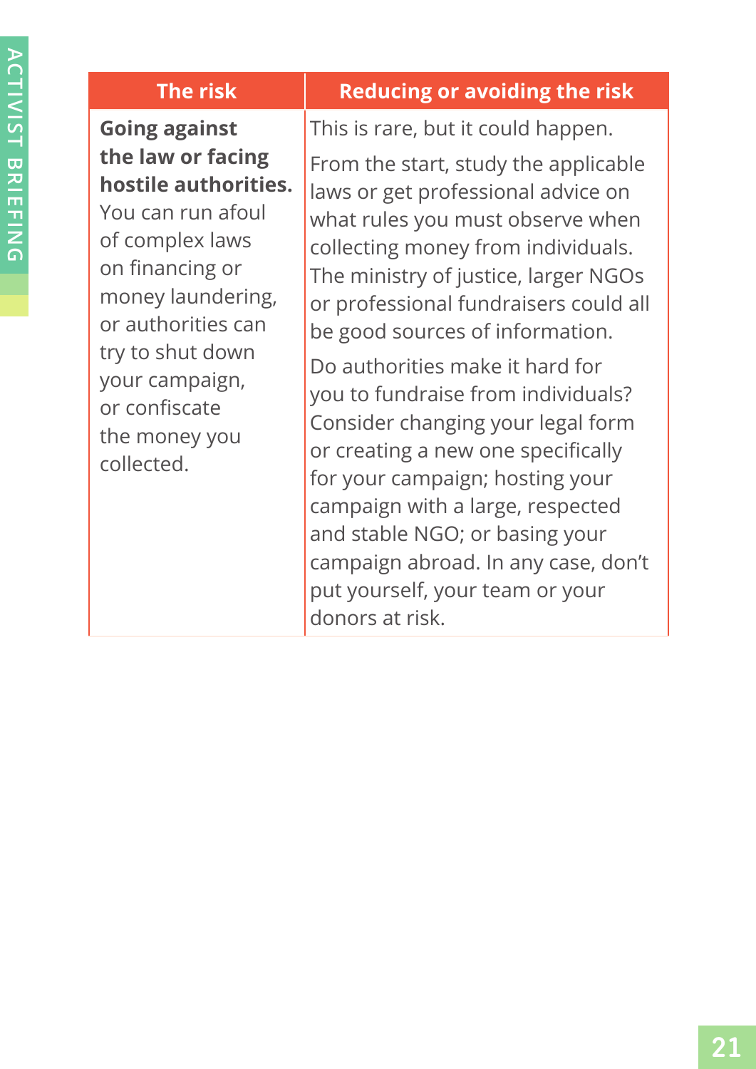| The risk | Reducing or avoiding the risk |
| --- | --- |
| **Going against the law or facing hostile authorities.** You can run afoul of complex laws on financing or money laundering, or authorities can try to shut down your campaign, or confiscate the money you collected. | This is rare, but it could happen. From the start, study the applicable laws or get professional advice on what rules you must observe when collecting money from individuals. The ministry of justice, larger NGOs or professional fundraisers could all be good sources of information. Do authorities make it hard for you to fundraise from individuals? Consider changing your legal form or creating a new one specifically for your campaign; hosting your campaign with a large, respected and stable NGO; or basing your campaign abroad. In any case, don't put yourself, your team or your donors at risk. |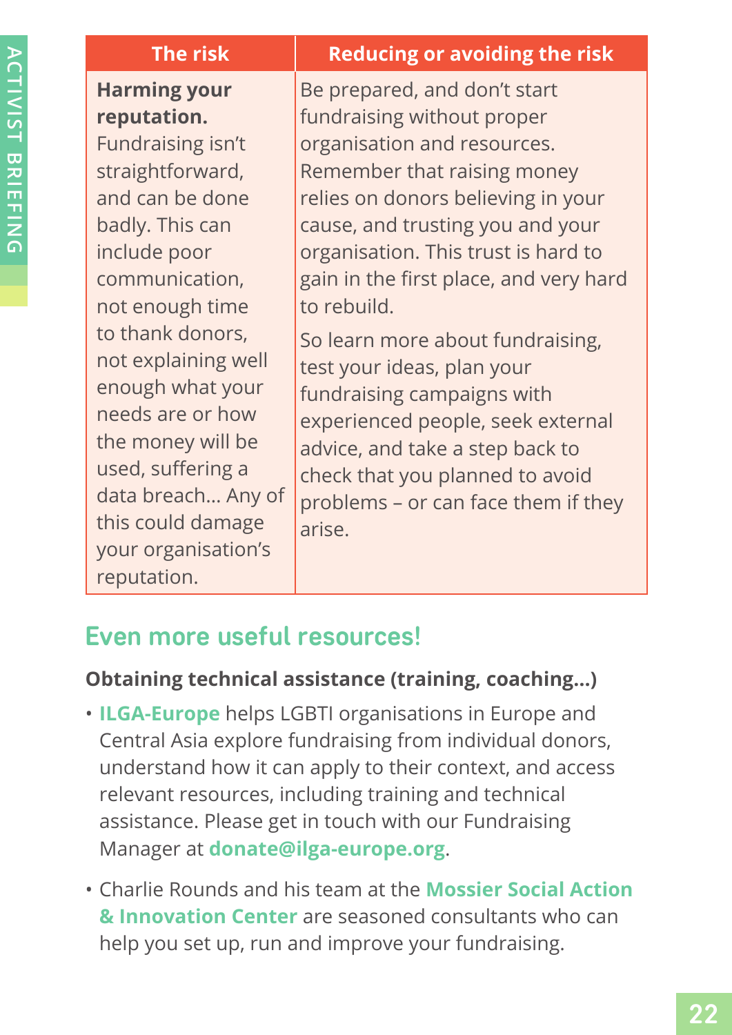| The risk | Reducing or avoiding the risk |
|---|---|
| **Harming your reputation.** Fundraising isn't straightforward, and can be done badly. This can include poor communication, not enough time to thank donors, not explaining well enough what your needs are or how the money will be used, suffering a data breach… Any of this could damage your organisation's reputation. | Be prepared, and don't start fundraising without proper organisation and resources. Remember that raising money relies on donors believing in your cause, and trusting you and your organisation. This trust is hard to gain in the first place, and very hard to rebuild.<br><br>So learn more about fundraising, test your ideas, plan your fundraising campaigns with experienced people, seek external advice, and take a step back to check that you planned to avoid problems – or can face them if they arise. |

## Even more useful resources!

**Obtaining technical assistance (training, coaching…)**

- **ILGA-Europe** helps LGBTI organisations in Europe and Central Asia explore fundraising from individual donors, understand how it can apply to their context, and access relevant resources, including training and technical assistance. Please get in touch with our Fundraising Manager at **donate@ilga-europe.org**.
- Charlie Rounds and his team at the **Mossier Social Action & Innovation Center** are seasoned consultants who can help you set up, run and improve your fundraising.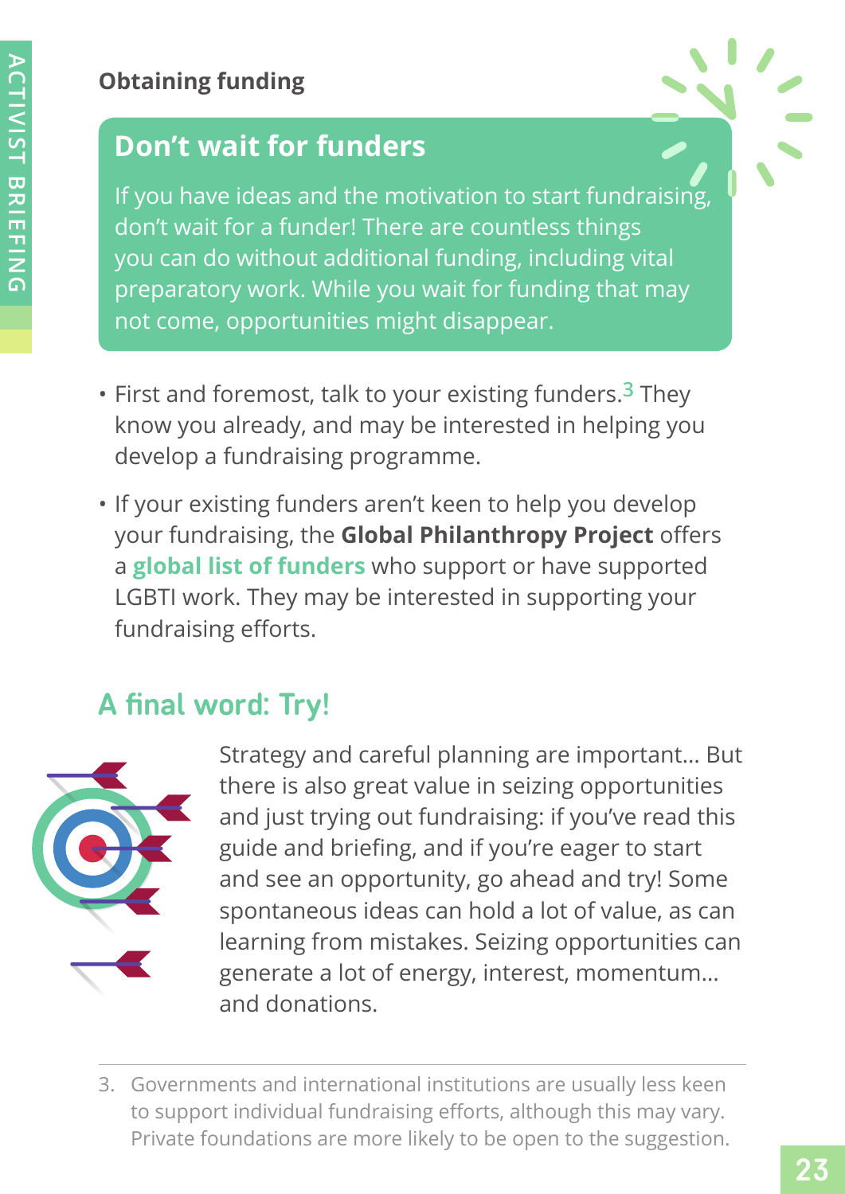### Obtaining funding

## Don't wait for funders

If you have ideas and the motivation to start fundraising, don't wait for a funder! There are countless things you can do without additional funding, including vital preparatory work. While you wait for funding that may not come, opportunities might disappear.

- First and foremost, talk to your existing funders.[3] They know you already, and may be interested in helping you develop a fundraising programme.
- If your existing funders aren't keen to help you develop your fundraising, the **Global Philanthropy Project** offers a **global list of funders** who support or have supported LGBTI work. They may be interested in supporting your fundraising efforts.

## A final word: Try!

Strategy and careful planning are important... But there is also great value in seizing opportunities and just trying out fundraising: if you've read this guide and briefing, and if you're eager to start and see an opportunity, go ahead and try! Some spontaneous ideas can hold a lot of value, as can learning from mistakes. Seizing opportunities can generate a lot of energy, interest, momentum... and donations.

3. Governments and international institutions are usually less keen to support individual fundraising efforts, although this may vary. Private foundations are more likely to be open to the suggestion.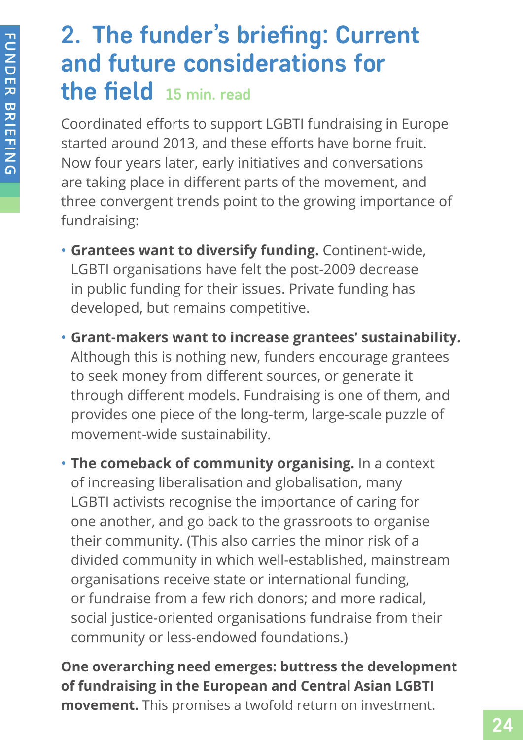# 2. The funder's briefing: Current and future considerations for the field 15 min. read

Coordinated efforts to support LGBTI fundraising in Europe started around 2013, and these efforts have borne fruit. Now four years later, early initiatives and conversations are taking place in different parts of the movement, and three convergent trends point to the growing importance of fundraising:

- **Grantees want to diversify funding.** Continent-wide, LGBTI organisations have felt the post-2009 decrease in public funding for their issues. Private funding has developed, but remains competitive.
- **Grant-makers want to increase grantees' sustainability.** Although this is nothing new, funders encourage grantees to seek money from different sources, or generate it through different models. Fundraising is one of them, and provides one piece of the long-term, large-scale puzzle of movement-wide sustainability.
- **The comeback of community organising.** In a context of increasing liberalisation and globalisation, many LGBTI activists recognise the importance of caring for one another, and go back to the grassroots to organise their community. (This also carries the minor risk of a divided community in which well-established, mainstream organisations receive state or international funding, or fundraise from a few rich donors; and more radical, social justice-oriented organisations fundraise from their community or less-endowed foundations.)

**One overarching need emerges: buttress the development of fundraising in the European and Central Asian LGBTI movement.** This promises a twofold return on investment.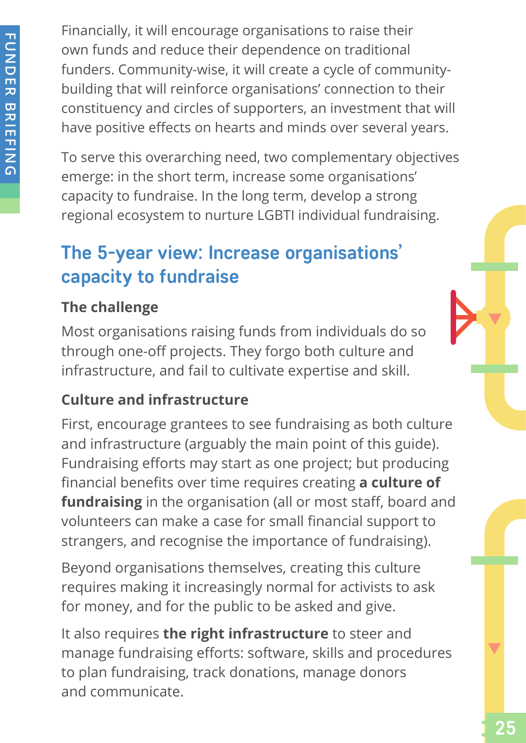Financially, it will encourage organisations to raise their own funds and reduce their dependence on traditional funders. Community-wise, it will create a cycle of community-building that will reinforce organisations' connection to their constituency and circles of supporters, an investment that will have positive effects on hearts and minds over several years.

To serve this overarching need, two complementary objectives emerge: in the short term, increase some organisations' capacity to fundraise. In the long term, develop a strong regional ecosystem to nurture LGBTI individual fundraising.

## The 5-year view: Increase organisations' capacity to fundraise

### The challenge

Most organisations raising funds from individuals do so through one-off projects. They forgo both culture and infrastructure, and fail to cultivate expertise and skill.

### Culture and infrastructure

First, encourage grantees to see fundraising as both culture and infrastructure (arguably the main point of this guide). Fundraising efforts may start as one project; but producing financial benefits over time requires creating **a culture of fundraising** in the organisation (all or most staff, board and volunteers can make a case for small financial support to strangers, and recognise the importance of fundraising).

Beyond organisations themselves, creating this culture requires making it increasingly normal for activists to ask for money, and for the public to be asked and give.

It also requires **the right infrastructure** to steer and manage fundraising efforts: software, skills and procedures to plan fundraising, track donations, manage donors and communicate.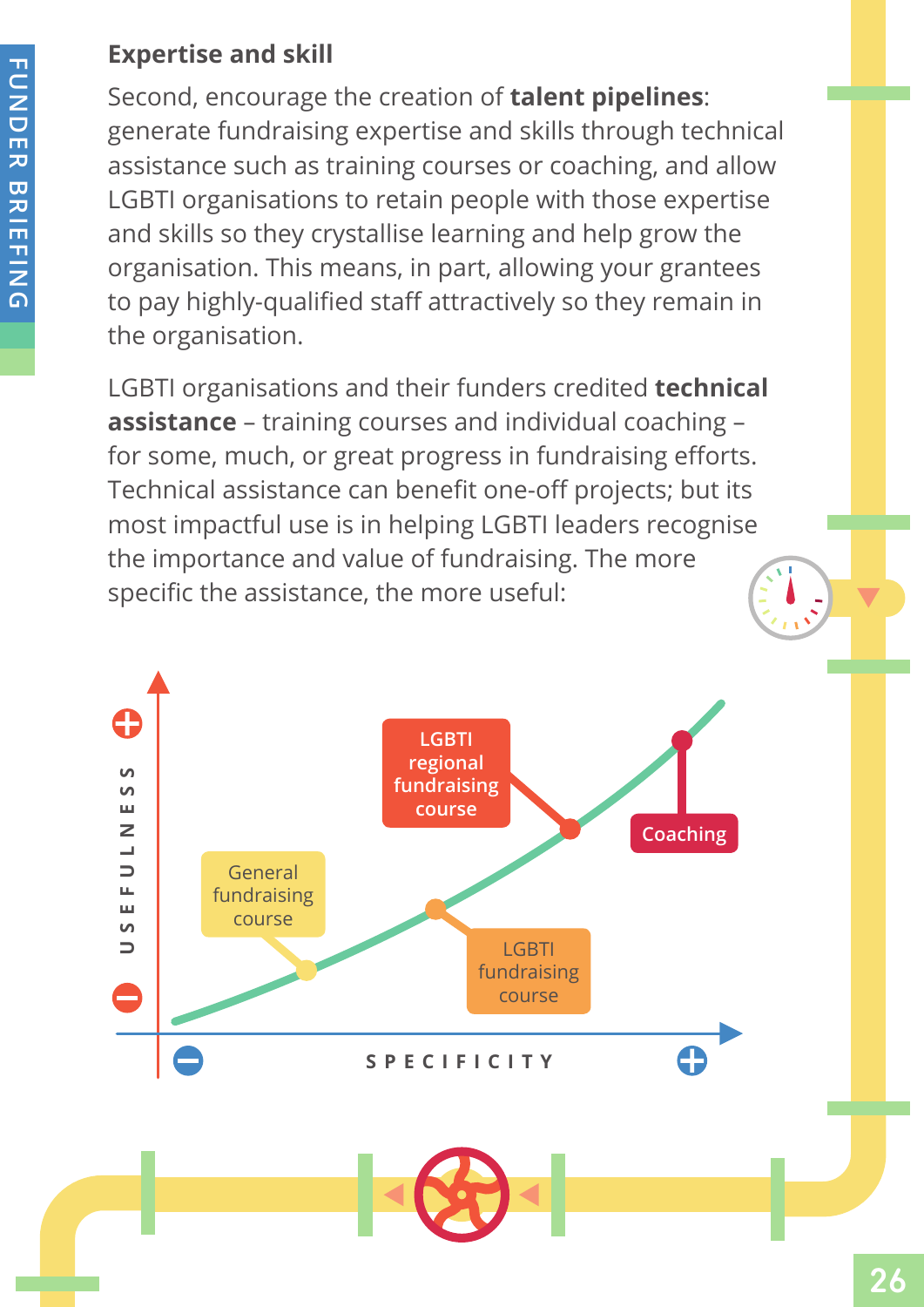### Expertise and skill

Second, encourage the creation of **talent pipelines**: generate fundraising expertise and skills through technical assistance such as training courses or coaching, and allow LGBTI organisations to retain people with those expertise and skills so they crystallise learning and help grow the organisation. This means, in part, allowing your grantees to pay highly-qualified staff attractively so they remain in the organisation.

LGBTI organisations and their funders credited **technical assistance** – training courses and individual coaching – for some, much, or great progress in fundraising efforts. Technical assistance can benefit one-off projects; but its most impactful use is in helping LGBTI leaders recognise the importance and value of fundraising. The more specific the assistance, the more useful:

USEFULNESS

General fundraising course

LGBTI fundraising course

LGBTI regional fundraising course

Coaching

SPECIFICITY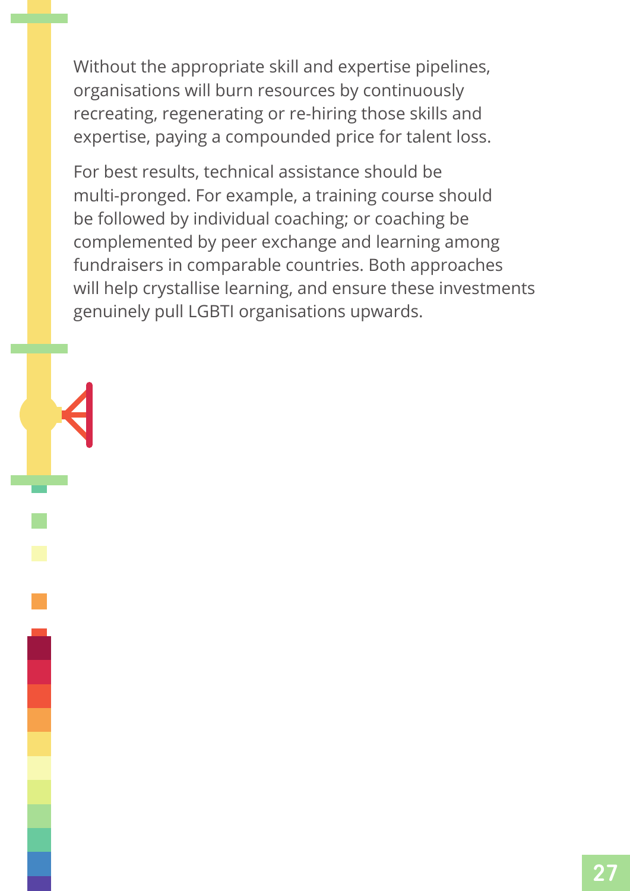Without the appropriate skill and expertise pipelines, organisations will burn resources by continuously recreating, regenerating or re-hiring those skills and expertise, paying a compounded price for talent loss.

For best results, technical assistance should be multi-pronged. For example, a training course should be followed by individual coaching; or coaching be complemented by peer exchange and learning among fundraisers in comparable countries. Both approaches will help crystallise learning, and ensure these investments genuinely pull LGBTI organisations upwards.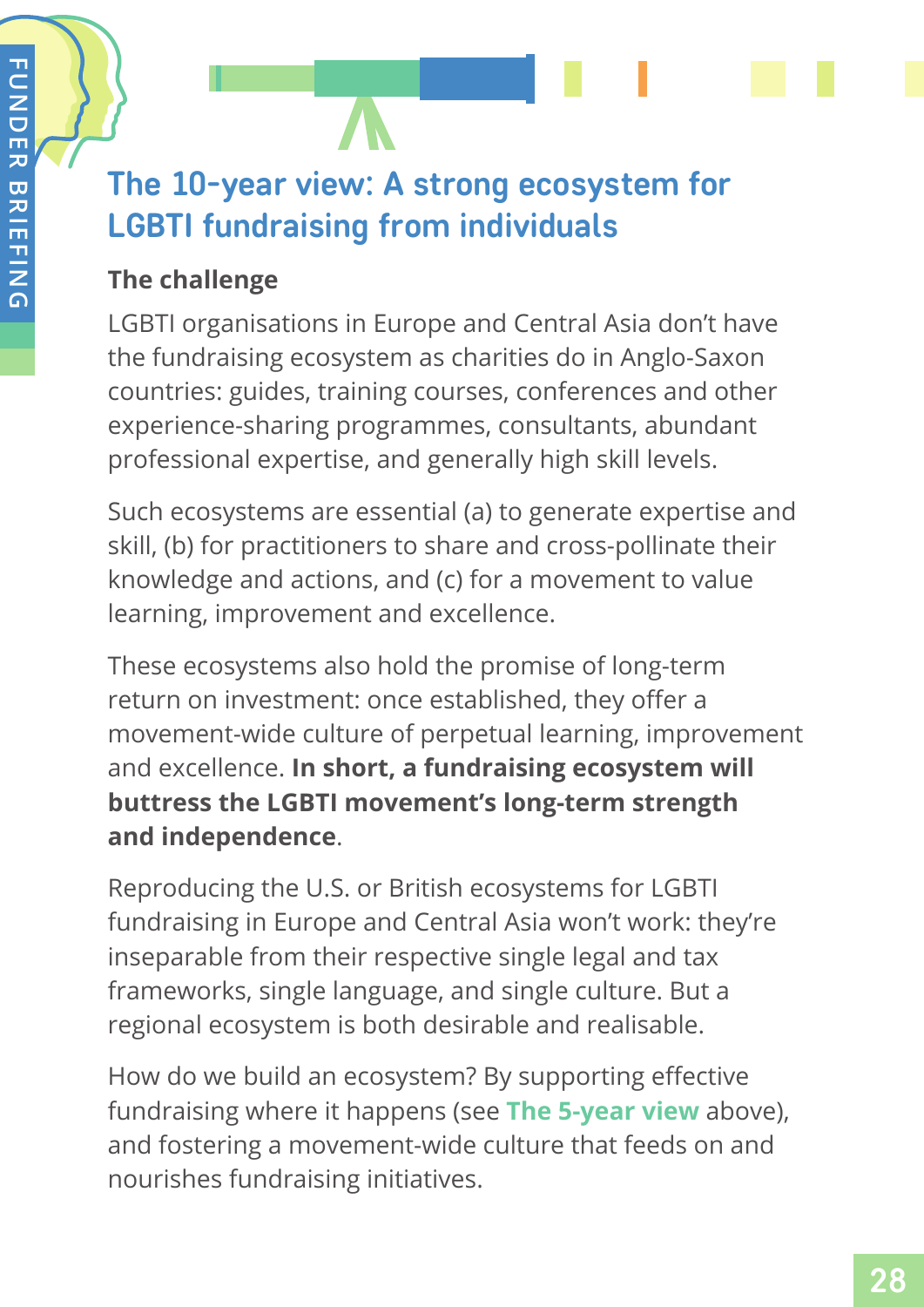## The 10-year view: A strong ecosystem for LGBTI fundraising from individuals

### The challenge

LGBTI organisations in Europe and Central Asia don't have the fundraising ecosystem as charities do in Anglo-Saxon countries: guides, training courses, conferences and other experience-sharing programmes, consultants, abundant professional expertise, and generally high skill levels.

Such ecosystems are essential (a) to generate expertise and skill, (b) for practitioners to share and cross-pollinate their knowledge and actions, and (c) for a movement to value learning, improvement and excellence.

These ecosystems also hold the promise of long-term return on investment: once established, they offer a movement-wide culture of perpetual learning, improvement and excellence. **In short, a fundraising ecosystem will buttress the LGBTI movement's long-term strength and independence**.

Reproducing the U.S. or British ecosystems for LGBTI fundraising in Europe and Central Asia won't work: they're inseparable from their respective single legal and tax frameworks, single language, and single culture. But a regional ecosystem is both desirable and realisable.

How do we build an ecosystem? By supporting effective fundraising where it happens (see **The 5-year view** above), and fostering a movement-wide culture that feeds on and nourishes fundraising initiatives.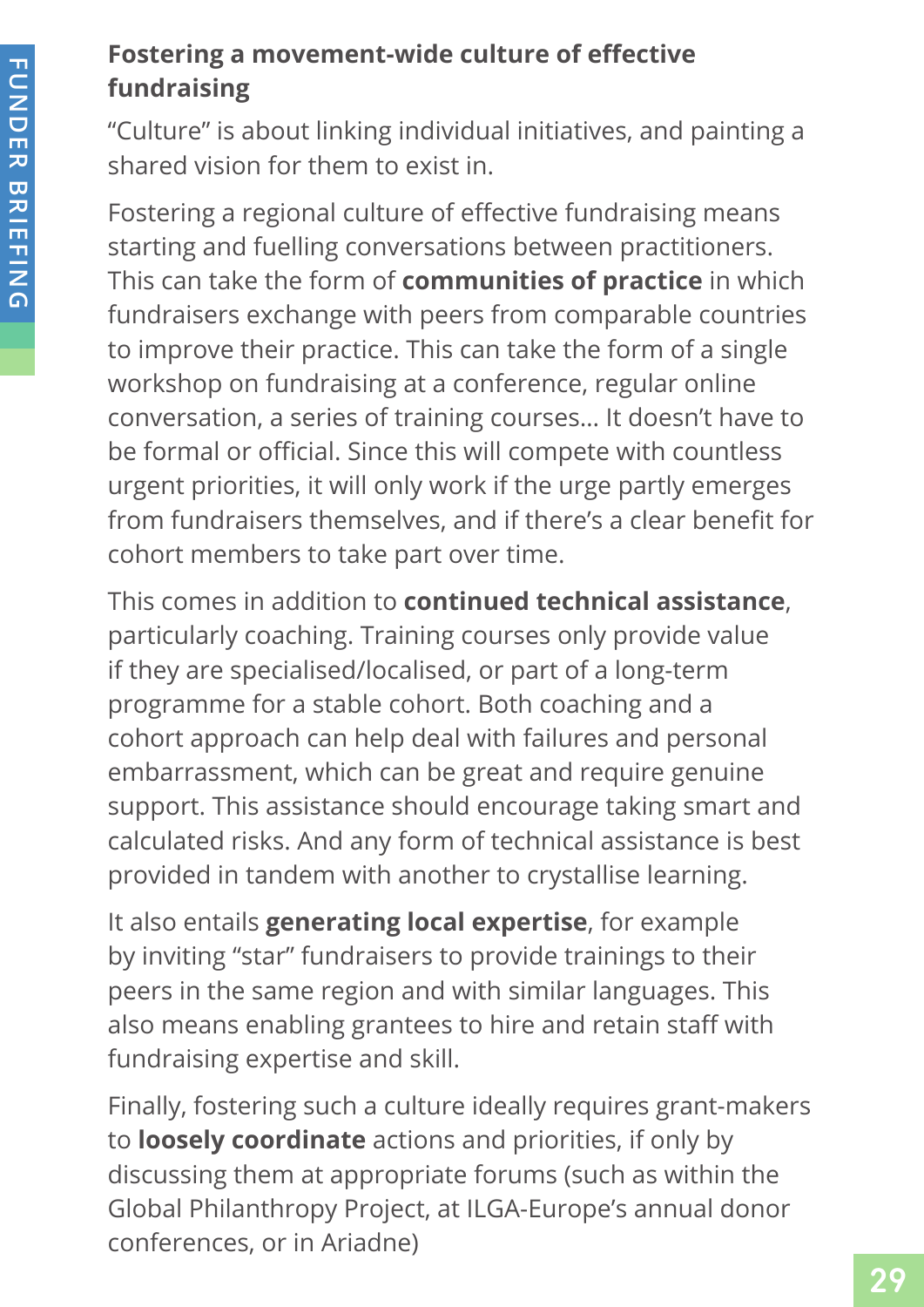### Fostering a movement-wide culture of effective fundraising

"Culture" is about linking individual initiatives, and painting a shared vision for them to exist in.

Fostering a regional culture of effective fundraising means starting and fuelling conversations between practitioners. This can take the form of **communities of practice** in which fundraisers exchange with peers from comparable countries to improve their practice. This can take the form of a single workshop on fundraising at a conference, regular online conversation, a series of training courses... It doesn't have to be formal or official. Since this will compete with countless urgent priorities, it will only work if the urge partly emerges from fundraisers themselves, and if there's a clear benefit for cohort members to take part over time.

This comes in addition to **continued technical assistance**, particularly coaching. Training courses only provide value if they are specialised/localised, or part of a long-term programme for a stable cohort. Both coaching and a cohort approach can help deal with failures and personal embarrassment, which can be great and require genuine support. This assistance should encourage taking smart and calculated risks. And any form of technical assistance is best provided in tandem with another to crystallise learning.

It also entails **generating local expertise**, for example by inviting "star" fundraisers to provide trainings to their peers in the same region and with similar languages. This also means enabling grantees to hire and retain staff with fundraising expertise and skill.

Finally, fostering such a culture ideally requires grant-makers to **loosely coordinate** actions and priorities, if only by discussing them at appropriate forums (such as within the Global Philanthropy Project, at ILGA-Europe's annual donor conferences, or in Ariadne)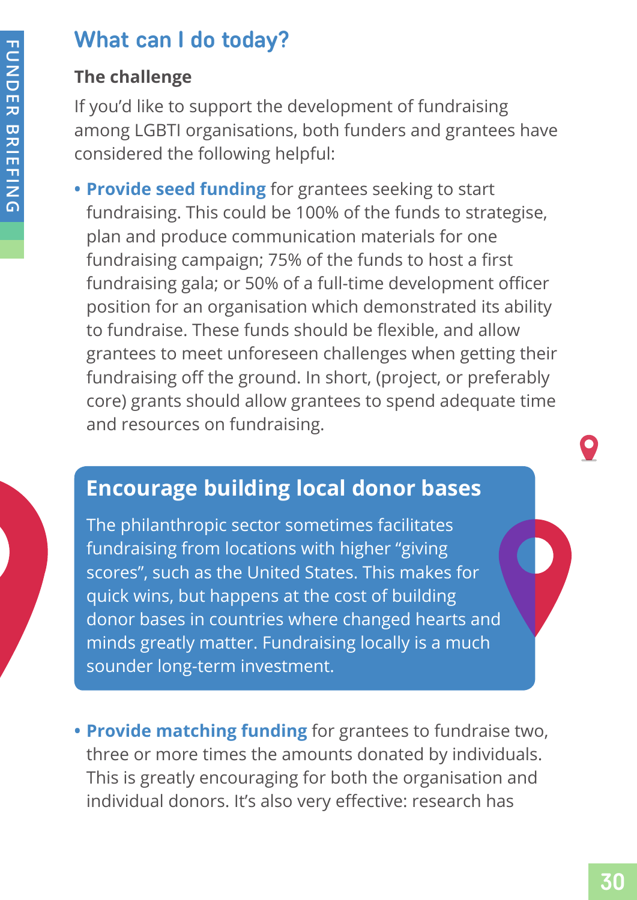## What can I do today?

### The challenge

If you'd like to support the development of fundraising among LGBTI organisations, both funders and grantees have considered the following helpful:

- **Provide seed funding** for grantees seeking to start fundraising. This could be 100% of the funds to strategise, plan and produce communication materials for one fundraising campaign; 75% of the funds to host a first fundraising gala; or 50% of a full-time development officer position for an organisation which demonstrated its ability to fundraise. These funds should be flexible, and allow grantees to meet unforeseen challenges when getting their fundraising off the ground. In short, (project, or preferably core) grants should allow grantees to spend adequate time and resources on fundraising.

> **Encourage building local donor bases**
>
> The philanthropic sector sometimes facilitates fundraising from locations with higher "giving scores", such as the United States. This makes for quick wins, but happens at the cost of building donor bases in countries where changed hearts and minds greatly matter. Fundraising locally is a much sounder long-term investment.

- **Provide matching funding** for grantees to fundraise two, three or more times the amounts donated by individuals. This is greatly encouraging for both the organisation and individual donors. It's also very effective: research has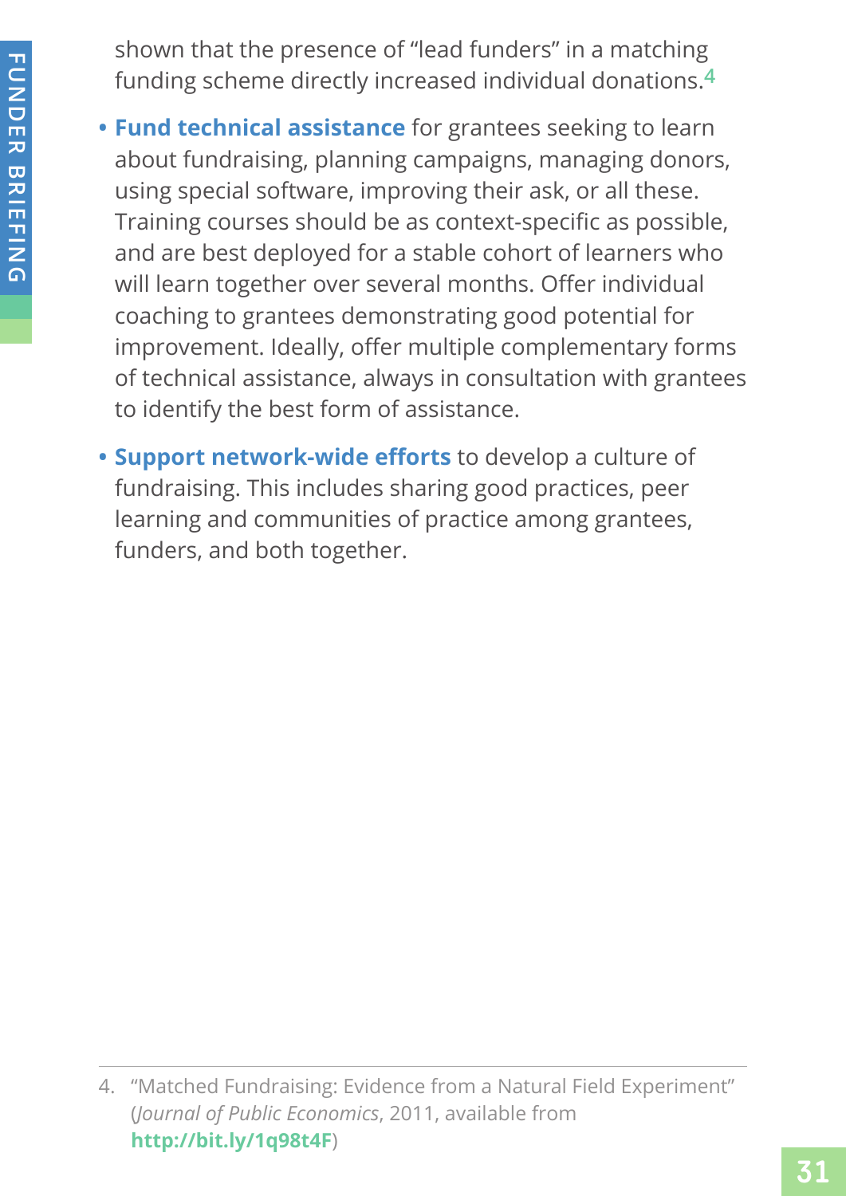shown that the presence of "lead funders" in a matching funding scheme directly increased individual donations.[4]

- **Fund technical assistance** for grantees seeking to learn about fundraising, planning campaigns, managing donors, using special software, improving their ask, or all these. Training courses should be as context-specific as possible, and are best deployed for a stable cohort of learners who will learn together over several months. Offer individual coaching to grantees demonstrating good potential for improvement. Ideally, offer multiple complementary forms of technical assistance, always in consultation with grantees to identify the best form of assistance.
- **Support network-wide efforts** to develop a culture of fundraising. This includes sharing good practices, peer learning and communities of practice among grantees, funders, and both together.

---

4. "Matched Fundraising: Evidence from a Natural Field Experiment" (*Journal of Public Economics*, 2011, available from **http://bit.ly/1q98t4F**)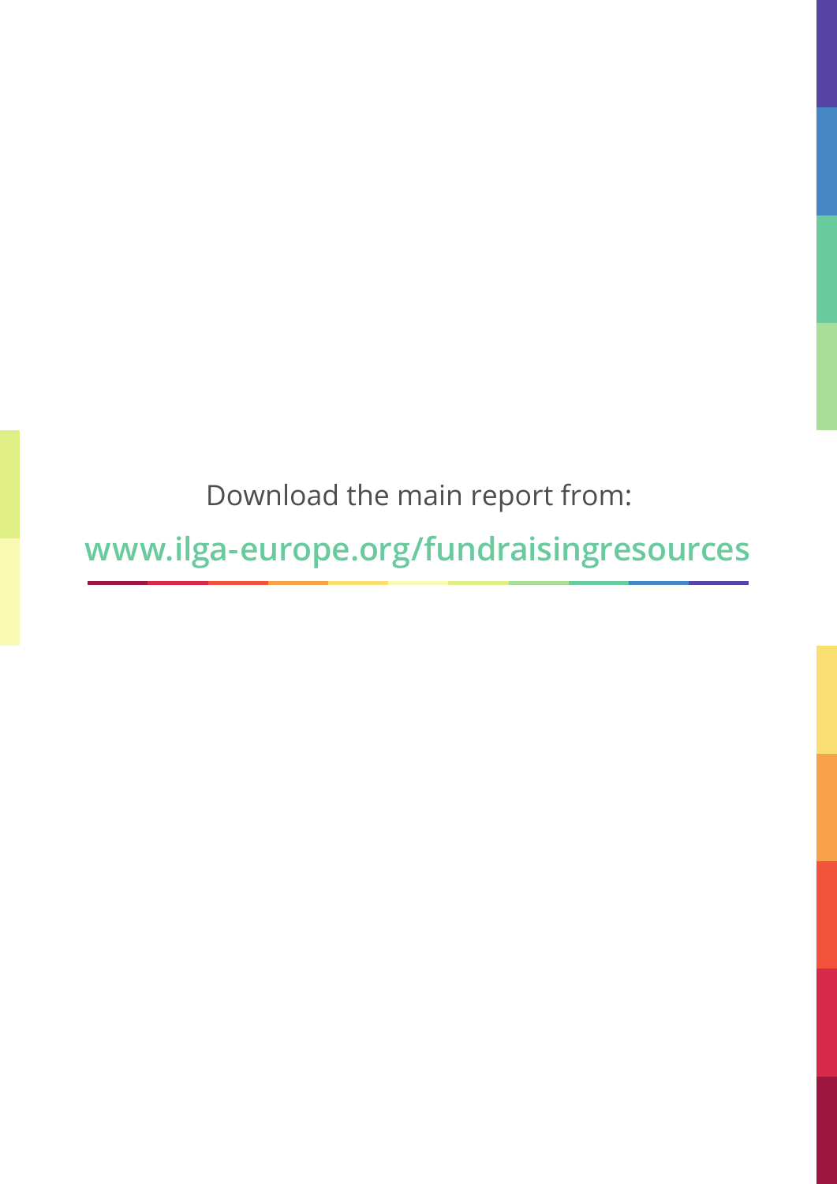Download the main report from:

**www.ilga-europe.org/fundraisingresources**